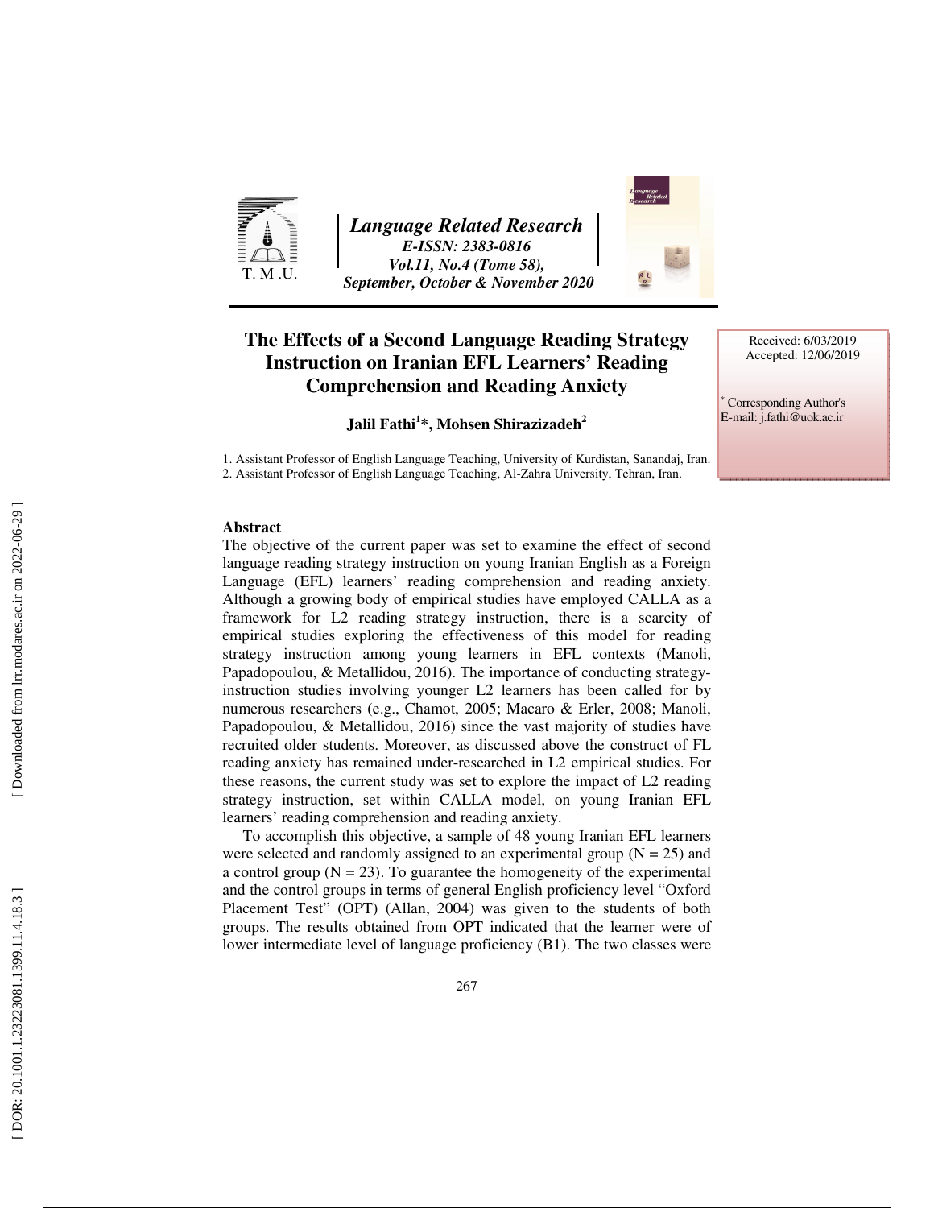# The Effects of a Second Language Reading Strategy Instruction on Iranian EFL Learners' Reading Comprehension and Reading Anxiety

Received: 6/03/2019
Accepted: 12/06/2019

**Jalil Fathi[1]*, Mohsen Shirazizadeh[2]**

1. Assistant Professor of English Language Teaching, University of Kurdistan, Sanandaj, Iran.
2. Assistant Professor of English Language Teaching, Al-Zahra University, Tehran, Iran.

* Corresponding Author's E-mail: j.fathi@uok.ac.ir

## Abstract

The objective of the current paper was set to examine the effect of second language reading strategy instruction on young Iranian English as a Foreign Language (EFL) learners' reading comprehension and reading anxiety. Although a growing body of empirical studies have employed CALLA as a framework for L2 reading strategy instruction, there is a scarcity of empirical studies exploring the effectiveness of this model for reading strategy instruction among young learners in EFL contexts (Manoli, Papadopoulou, & Metallidou, 2016). The importance of conducting strategy-instruction studies involving younger L2 learners has been called for by numerous researchers (e.g., Chamot, 2005; Macaro & Erler, 2008; Manoli, Papadopoulou, & Metallidou, 2016) since the vast majority of studies have recruited older students. Moreover, as discussed above the construct of FL reading anxiety has remained under-researched in L2 empirical studies. For these reasons, the current study was set to explore the impact of L2 reading strategy instruction, set within CALLA model, on young Iranian EFL learners' reading comprehension and reading anxiety.

To accomplish this objective, a sample of 48 young Iranian EFL learners were selected and randomly assigned to an experimental group (N = 25) and a control group (N = 23). To guarantee the homogeneity of the experimental and the control groups in terms of general English proficiency level "Oxford Placement Test" (OPT) (Allan, 2004) was given to the students of both groups. The results obtained from OPT indicated that the learner were of lower intermediate level of language proficiency (B1). The two classes were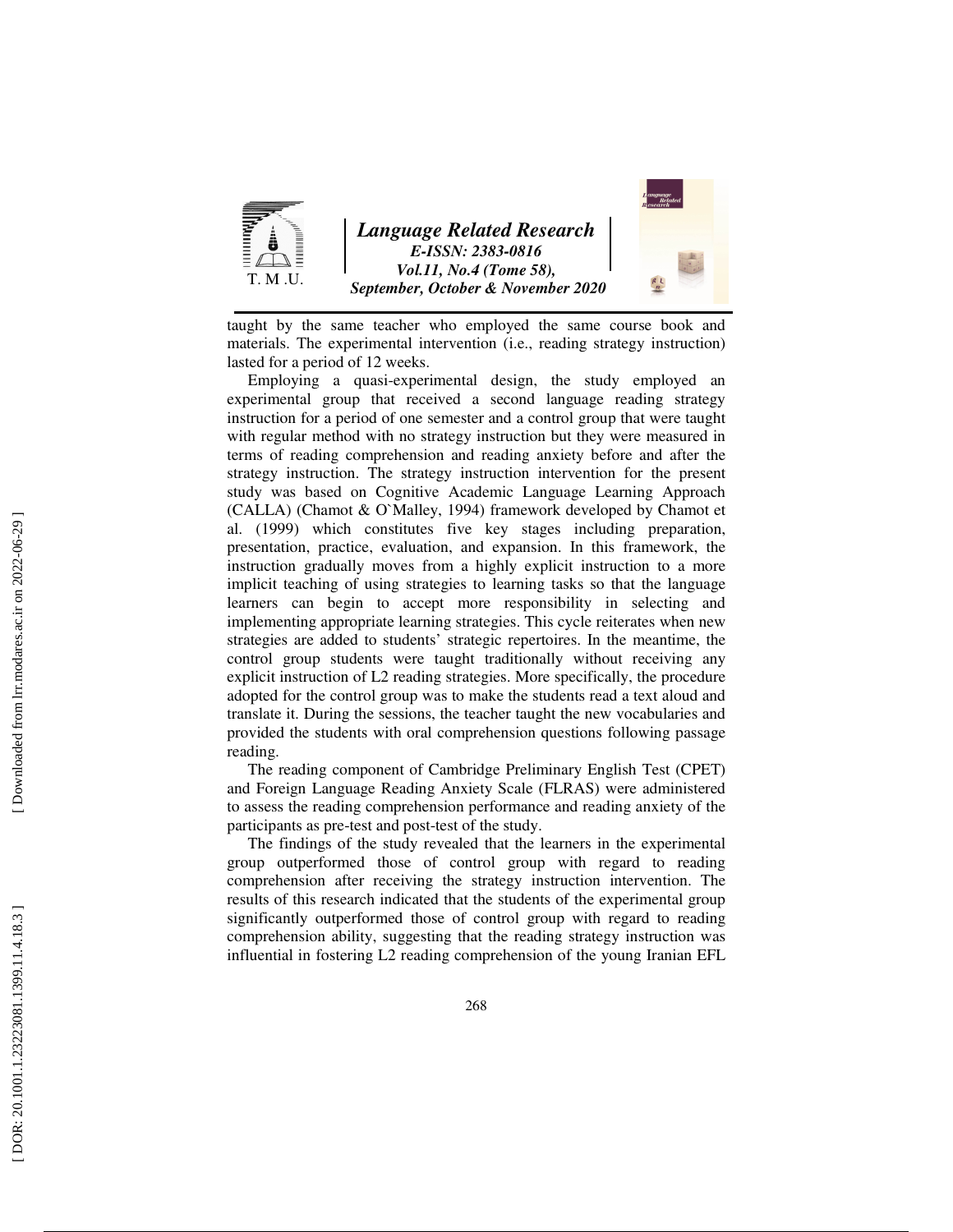taught by the same teacher who employed the same course book and materials. The experimental intervention (i.e., reading strategy instruction) lasted for a period of 12 weeks.

Employing a quasi-experimental design, the study employed an experimental group that received a second language reading strategy instruction for a period of one semester and a control group that were taught with regular method with no strategy instruction but they were measured in terms of reading comprehension and reading anxiety before and after the strategy instruction. The strategy instruction intervention for the present study was based on Cognitive Academic Language Learning Approach (CALLA) (Chamot & O`Malley, 1994) framework developed by Chamot et al. (1999) which constitutes five key stages including preparation, presentation, practice, evaluation, and expansion. In this framework, the instruction gradually moves from a highly explicit instruction to a more implicit teaching of using strategies to learning tasks so that the language learners can begin to accept more responsibility in selecting and implementing appropriate learning strategies. This cycle reiterates when new strategies are added to students' strategic repertoires. In the meantime, the control group students were taught traditionally without receiving any explicit instruction of L2 reading strategies. More specifically, the procedure adopted for the control group was to make the students read a text aloud and translate it. During the sessions, the teacher taught the new vocabularies and provided the students with oral comprehension questions following passage reading.

The reading component of Cambridge Preliminary English Test (CPET) and Foreign Language Reading Anxiety Scale (FLRAS) were administered to assess the reading comprehension performance and reading anxiety of the participants as pre-test and post-test of the study.

The findings of the study revealed that the learners in the experimental group outperformed those of control group with regard to reading comprehension after receiving the strategy instruction intervention. The results of this research indicated that the students of the experimental group significantly outperformed those of control group with regard to reading comprehension ability, suggesting that the reading strategy instruction was influential in fostering L2 reading comprehension of the young Iranian EFL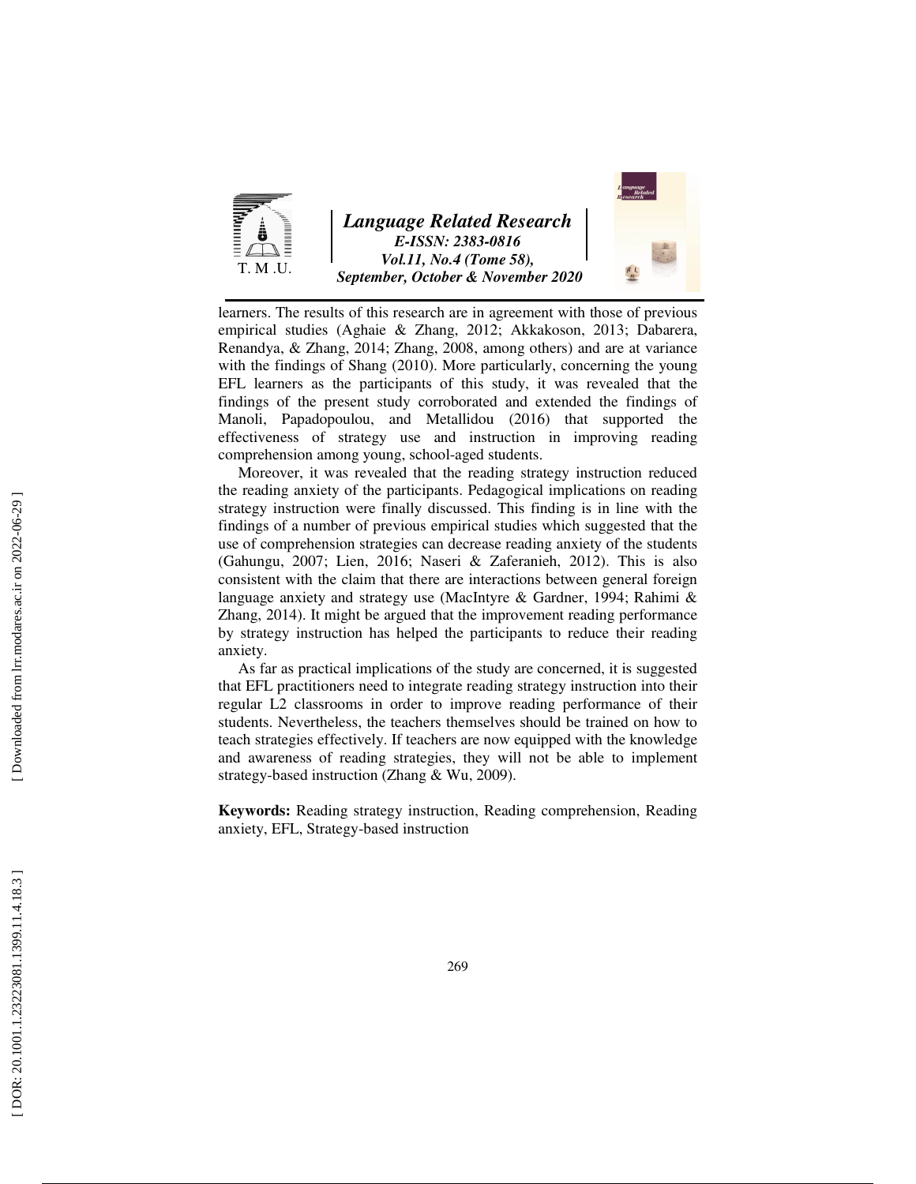learners. The results of this research are in agreement with those of previous empirical studies (Aghaie & Zhang, 2012; Akkakoson, 2013; Dabarera, Renandya, & Zhang, 2014; Zhang, 2008, among others) and are at variance with the findings of Shang (2010). More particularly, concerning the young EFL learners as the participants of this study, it was revealed that the findings of the present study corroborated and extended the findings of Manoli, Papadopoulou, and Metallidou (2016) that supported the effectiveness of strategy use and instruction in improving reading comprehension among young, school-aged students.

Moreover, it was revealed that the reading strategy instruction reduced the reading anxiety of the participants. Pedagogical implications on reading strategy instruction were finally discussed. This finding is in line with the findings of a number of previous empirical studies which suggested that the use of comprehension strategies can decrease reading anxiety of the students (Gahungu, 2007; Lien, 2016; Naseri & Zaferanieh, 2012). This is also consistent with the claim that there are interactions between general foreign language anxiety and strategy use (MacIntyre & Gardner, 1994; Rahimi & Zhang, 2014). It might be argued that the improvement reading performance by strategy instruction has helped the participants to reduce their reading anxiety.

As far as practical implications of the study are concerned, it is suggested that EFL practitioners need to integrate reading strategy instruction into their regular L2 classrooms in order to improve reading performance of their students. Nevertheless, the teachers themselves should be trained on how to teach strategies effectively. If teachers are now equipped with the knowledge and awareness of reading strategies, they will not be able to implement strategy-based instruction (Zhang & Wu, 2009).

**Keywords:** Reading strategy instruction, Reading comprehension, Reading anxiety, EFL, Strategy-based instruction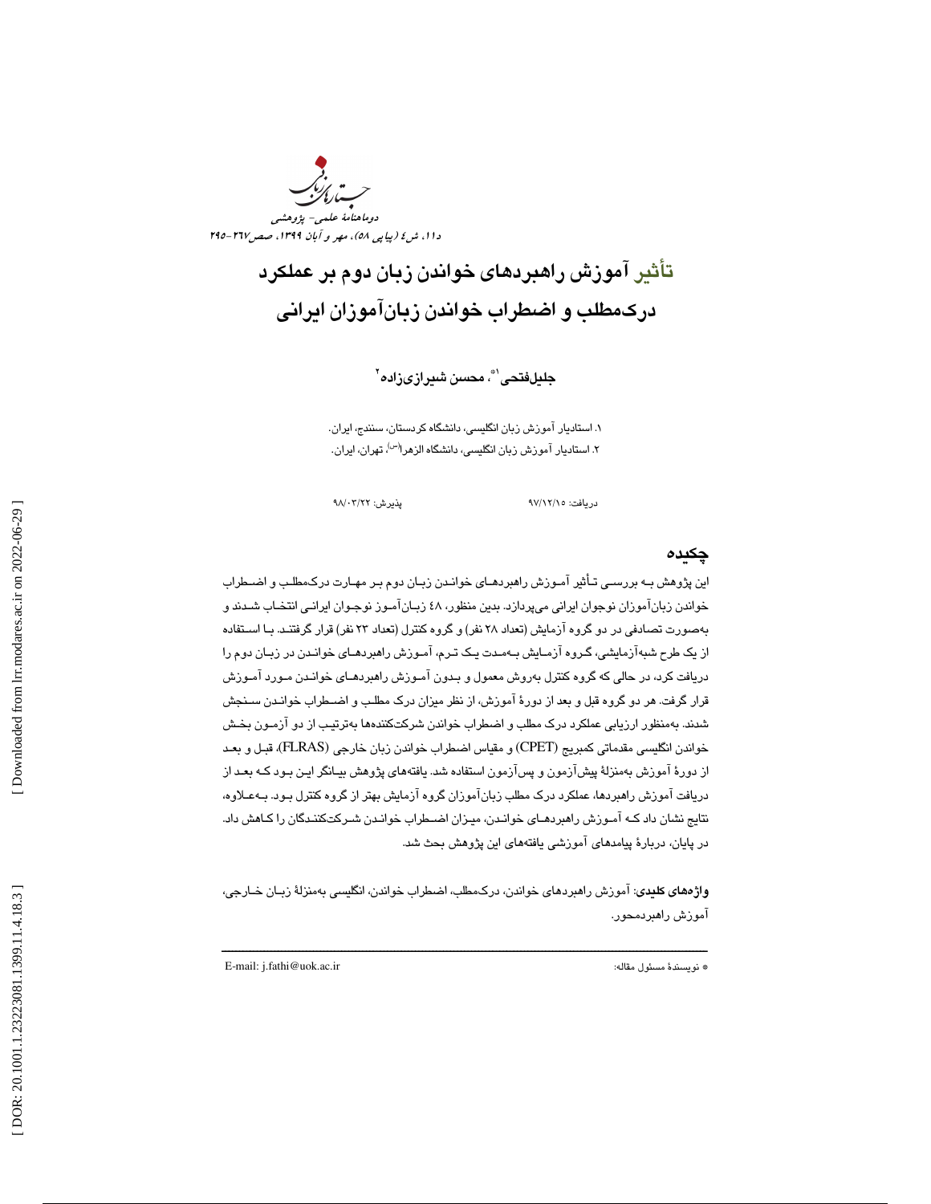# تأثیر آموزش راهبردهای خواندن زبان دوم بر عملکرد درک‌مطلب و اضطراب خواندن زبان‌آموزان ایرانی

**جلیل‌فتحی[1*]، محسن شیرازی‌زاده[2]**

۱. استادیار آموزش زبان انگلیسی، دانشگاه کردستان، سنندج، ایران.
۲. استادیار آموزش زبان انگلیسی، دانشگاه الزهرا(س)، تهران، ایران.

دریافت: ۹۷/۱۲/۱۵ پذیرش: ۹۸/۰۳/۲۲

## چکیده

این پژوهش به بررسی تأثیر آموزش راهبردهای خواندن زبان دوم بر مهارت درک‌مطلب و اضطراب خواندن زبان‌آموزان نوجوان ایرانی می‌پردازد. بدین منظور، ۴۸ زبان‌آموز نوجوان ایرانی انتخاب شدند و به‌صورت تصادفی در دو گروه آزمایش (تعداد ۲۸ نفر) و گروه کنترل (تعداد ۲۳ نفر) قرار گرفتند. با استفاده از یک طرح شبه‌آزمایشی، گروه آزمایش به‌مدت یک ترم، آموزش راهبردهای خواندن در زبان دوم را دریافت کرد، در حالی که گروه کنترل به‌روش معمول و بدون آموزش راهبردهای خواندن مورد آموزش قرار گرفت. هر دو گروه قبل و بعد از دورهٔ آموزش، از نظر میزان درک مطلب و اضطراب خواندن سنجش شدند. به‌منظور ارزیابی عملکرد درک مطلب و اضطراب خواندن شرکت‌کننده‌ها به‌ترتیب از دو آزمون بخش خواندن انگلیسی مقدماتی کمبریج (CPET) و مقیاس اضطراب خواندن زبان خارجی (FLRAS)، قبل و بعد از دورهٔ آموزش به‌منزلهٔ پیش‌آزمون و پس‌آزمون استفاده شد. یافته‌های پژوهش بیانگر این بود که بعد از دریافت آموزش راهبردها، عملکرد درک مطلب زبان‌آموزان گروه آزمایش بهتر از گروه کنترل بود. به‌علاوه، نتایج نشان داد که آموزش راهبردهای خواندن، میزان اضطراب خواندن شرکت‌کنندگان را کاهش داد. در پایان، دربارهٔ پیامدهای آموزشی یافته‌های این پژوهش بحث شد.

**واژه‌های کلیدی**: آموزش راهبردهای خواندن، درک‌مطلب، اضطراب خواندن، انگلیسی به‌منزلهٔ زبان خارجی، آموزش راهبردمحور.

---

* نویسندهٔ مسئول مقاله: E-mail: j.fathi@uok.ac.ir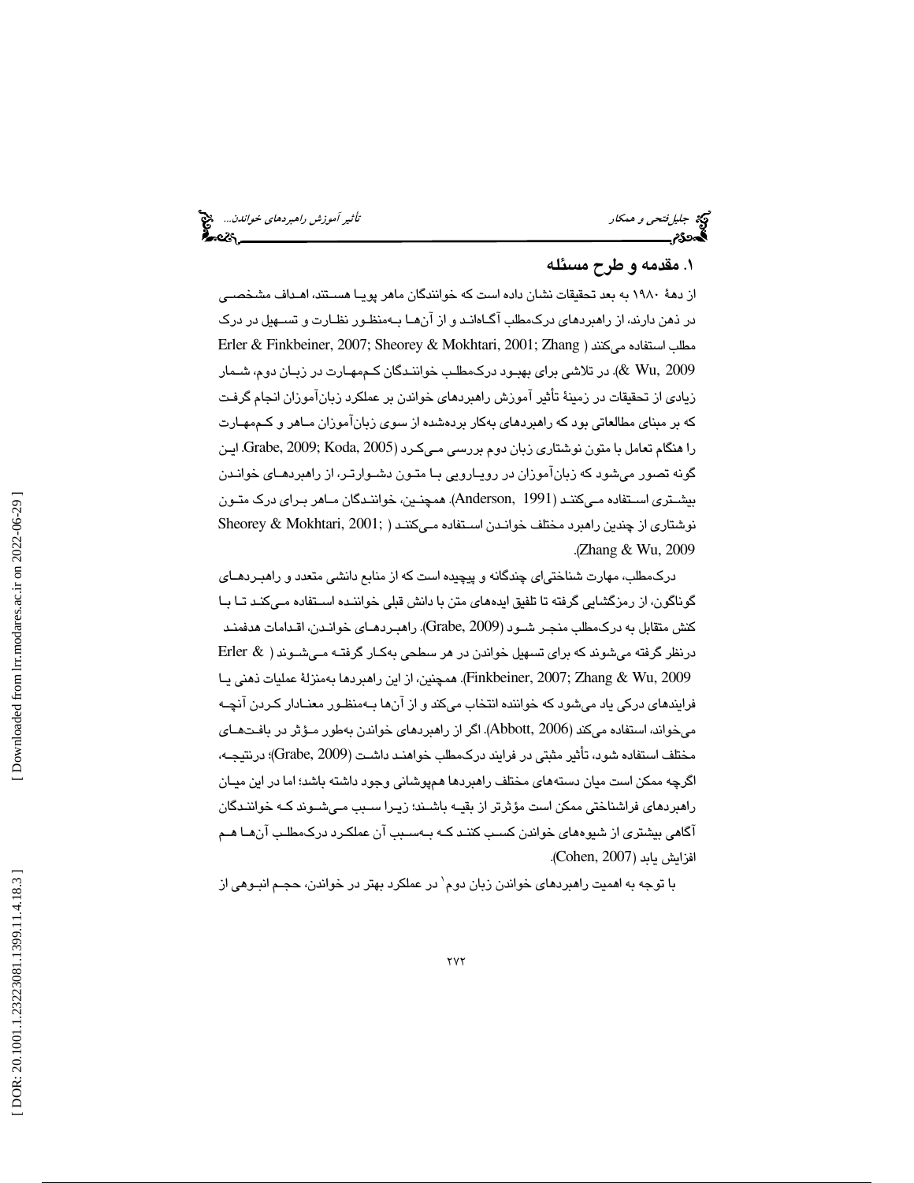## ۱. مقدمه و طرح مسئله

از دهۀ ۱۹۸۰ به بعد تحقیقات نشان داده است که خوانندگان ماهر پویا هستند، اهداف مشخصی در ذهن دارند، از راهبردهای درک‌مطلب آگاه‌اند و از آن‌ها به‌منظور نظارت و تسهیل در درک مطلب استفاده می‌کنند (Erler & Finkbeiner, 2007; Sheorey & Mokhtari, 2001; Zhang & Wu, 2009). در تلاشی برای بهبود درک‌مطلب خوانندگان کم‌مهارت در زبان دوم، شمار زیادی از تحقیقات در زمینۀ تأثیر آموزش راهبردهای خواندن بر عملکرد زبان‌آموزان انجام گرفت که بر مبنای مطالعاتی بود که راهبردهای به‌کار برده‌شده از سوی زبان‌آموزان ماهر و کم‌مهارت را هنگام تعامل با متون نوشتاری زبان دوم بررسی می‌کرد (Grabe, 2009; Koda, 2005). این گونه تصور می‌شود که زبان‌آموزان در رویارویی با متون دشوارتر، از راهبردهای خواندن بیشتری استفاده می‌کنند (Anderson, 1991). همچنین، خوانندگان ماهر برای درک متون نوشتاری از چندین راهبرد مختلف خواندن استفاده می‌کنند (Sheorey & Mokhtari, 2001; Zhang & Wu, 2009).

درک‌مطلب، مهارت شناختی‌ای چندگانه و پیچیده است که از منابع دانشی متعدد و راهبردهای گوناگون، از رمزگشایی گرفته تا تلفیق ایده‌های متن با دانش قبلی خواننده استفاده می‌کند تا با کنش متقابل به درک‌مطلب منجر شود (Grabe, 2009). راهبردهای خواندن، اقدامات هدفمند درنظر گرفته می‌شوند که برای تسهیل خواندن در هر سطحی به‌کار گرفته می‌شوند (Erler & Finkbeiner, 2007; Zhang & Wu, 2009). همچنین، از این راهبردها به‌منزلۀ عملیات ذهنی یا فرایندهای درکی یاد می‌شود که خواننده انتخاب می‌کند و از آن‌ها به‌منظور معنادار کردن آنچه می‌خواند، استفاده می‌کند (Abbott, 2006). اگر از راهبردهای خواندن به‌طور مؤثر در بافت‌های مختلف استفاده شود، تأثیر مثبتی در فرایند درک‌مطلب خواهند داشت (Grabe, 2009)؛ درنتیجه، اگرچه ممکن است میان دسته‌های مختلف راهبردها هم‌پوشانی وجود داشته باشد؛ اما در این میان راهبردهای فراشناختی ممکن است مؤثرتر از بقیه باشند؛ زیرا سبب می‌شوند که خوانندگان آگاهی بیشتری از شیوه‌های خواندن کسب کنند که به‌سبب آن عملکرد درک‌مطلب آن‌ها هم افزایش یابد (Cohen, 2007).

با توجه به اهمیت راهبردهای خواندن زبان دوم[1] در عملکرد بهتر در خواندن، حجم انبوهی از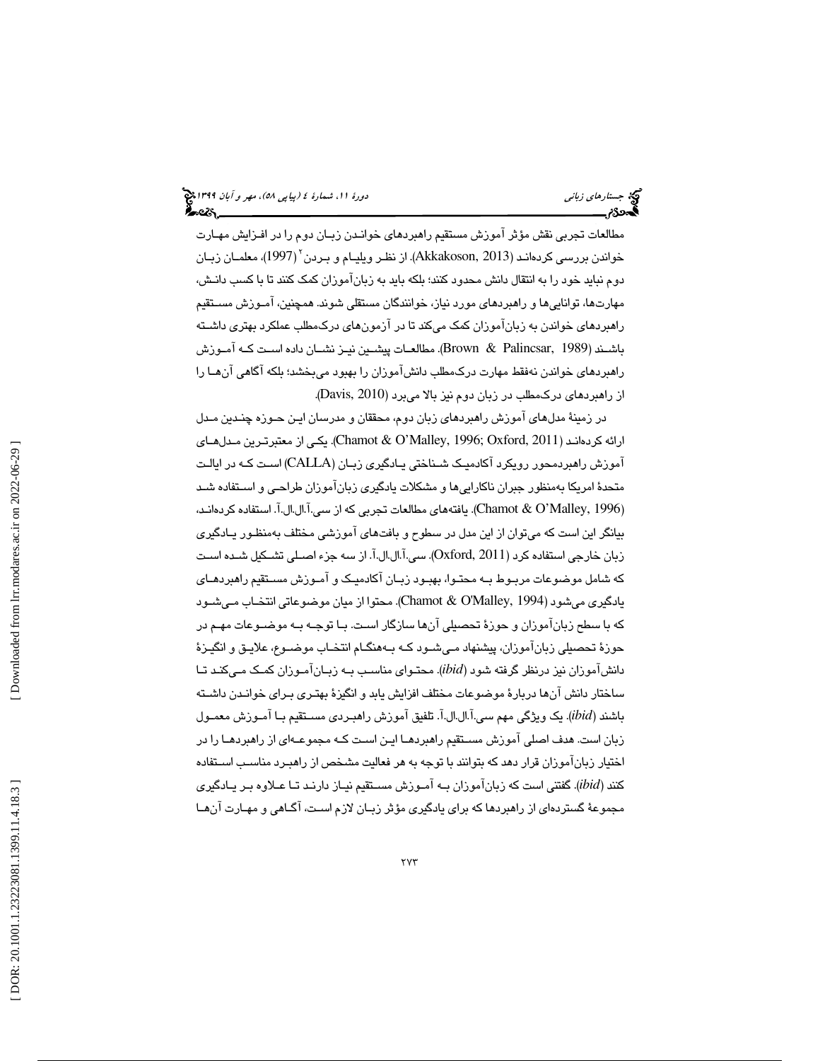مطالعات تجربی نقش مؤثر آموزش مستقیم راهبردهای خواندن زبان دوم را در افزایش مهارت خواندن بررسی کرده‌اند (Akkakoson, 2013). از نظر ویلیام و بردن[2] (1997)، معلمان زبان دوم نباید خود را به انتقال دانش محدود کنند؛ بلکه باید به زبان‌آموزان کمک کنند تا با کسب دانش، مهارت‌ها، توانایی‌ها و راهبردهای مورد نیاز، خوانندگان مستقلی شوند. همچنین، آموزش مستقیم راهبردهای خواندن به زبان‌آموزان کمک می‌کند تا در آزمون‌های درک‌مطلب عملکرد بهتری داشته باشند (Brown & Palincsar, 1989). مطالعات پیشین نیز نشان داده است که آموزش راهبردهای خواندن نه‌فقط مهارت درک‌مطلب دانش‌آموزان را بهبود می‌بخشد؛ بلکه آگاهی آن‌ها را از راهبردهای درک‌مطلب در زبان دوم نیز بالا می‌برد (Davis, 2010).

در زمینهٔ مدل‌های آموزش راهبردهای زبان دوم، محققان و مدرسان این حوزه چندین مدل ارائه کرده‌اند (Chamot & O'Malley, 1996; Oxford, 2011). یکی از معتبرترین مدل‌های آموزش راهبردمحور رویکرد آکادمیک شناختی یادگیری زبان (CALLA) است که در ایالت متحدهٔ امریکا به‌منظور جبران ناکارایی‌ها و مشکلات یادگیری زبان‌آموزان طراحی و استفاده شد (Chamot & O'Malley, 1996). یافته‌های مطالعات تجربی که از سی.آ.ال.ال.آ. استفاده کرده‌اند، بیانگر این است که می‌توان از این مدل در سطوح و بافت‌های آموزشی مختلف به‌منظور یادگیری زبان خارجی استفاده کرد (Oxford, 2011). سی.آ.ال.ال.آ. از سه جزء اصلی تشکیل شده است که شامل موضوعات مربوط به محتوا، بهبود زبان آکادمیک و آموزش مستقیم راهبردهای یادگیری می‌شود (Chamot & O'Malley, 1994). محتوا از میان موضوعاتی انتخاب می‌شود که با سطح زبان‌آموزان و حوزهٔ تحصیلی آن‌ها سازگار است. با توجه به موضوعات مهم در حوزهٔ تحصیلی زبان‌آموزان، پیشنهاد می‌شود که به‌هنگام انتخاب موضوع، علایق و انگیزهٔ دانش‌آموزان نیز درنظر گرفته شود (*ibid*). محتوای مناسب به زبان‌آموزان کمک می‌کند تا ساختار دانش آن‌ها دربارهٔ موضوعات مختلف افزایش یابد و انگیزهٔ بهتری برای خواندن داشته باشند (*ibid*). یک ویژگی مهم سی.آ.ال.ال.آ. تلفیق آموزش راهبردی مستقیم با آموزش معمول زبان است. هدف اصلی آموزش مستقیم راهبردها این است که مجموعه‌ای از راهبردها را در اختیار زبان‌آموزان قرار دهد که بتوانند با توجه به هر فعالیت مشخص از راهبرد مناسب استفاده کنند (*ibid*). گفتنی است که زبان‌آموزان به آموزش مستقیم نیاز دارند تا علاوه بر یادگیری مجموعهٔ گسترده‌ای از راهبردها که برای یادگیری مؤثر زبان لازم است، آگاهی و مهارت آن‌ها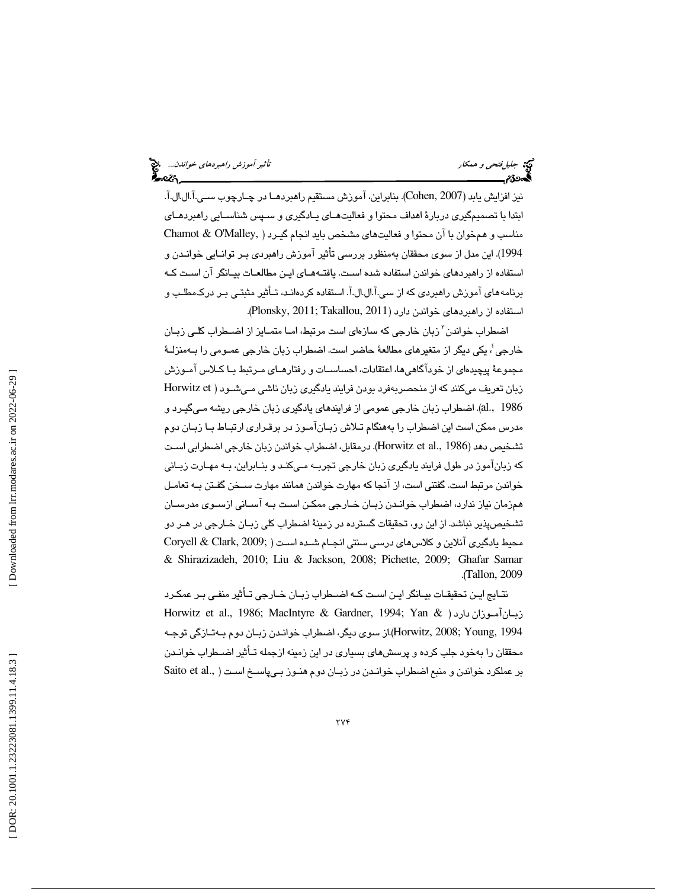نیز افزایش یابد (Cohen, 2007). بنابراین، آموزش مستقیم راهبردها در چارچوب سی.آ.ال.آ. ابتدا با تصمیم‌گیری دربارهٔ اهداف محتوا و فعالیت‌های یادگیری و سپس شناسایی راهبردهای مناسب و هم‌خوان با آن محتوا و فعالیت‌های مشخص باید انجام گیرد (Chamot & O'Malley, 1994). این مدل از سوی محققان به‌منظور بررسی تأثیر آموزش راهبردی بر توانایی خواندن و استفاده از راهبردهای خواندن استفاده شده است. یافته‌های این مطالعات بیانگر آن است که برنامه‌های آموزش راهبردی که از سی.آ.ال.آ. استفاده کرده‌اند، تأثیر مثبتی بر درک‌مطلب و استفاده از راهبردهای خواندن دارد (Plonsky, 2011; Takallou, 2011).

اضطراب خواندن[3] زبان خارجی که سازه‌ای است مرتبط، اما متمایز از اضطراب کلی زبان خارجی[4]، یکی دیگر از متغیرهای مطالعهٔ حاضر است. اضطراب زبان خارجی عمومی را به‌منزلهٔ مجموعهٔ پیچیده‌ای از خودآگاهی‌ها، اعتقادات، احساسات و رفتارهای مرتبط با کلاس آموزش زبان تعریف می‌کنند که از منحصربه‌فرد بودن فرایند یادگیری زبان ناشی می‌شود (Horwitz et al., 1986). اضطراب زبان خارجی عمومی از فرایندهای یادگیری زبان خارجی ریشه می‌گیرد و مدرس ممکن است این اضطراب را به‌هنگام تلاش زبان‌آموز در برقراری ارتباط با زبان دوم تشخیص دهد (Horwitz et al., 1986). درمقابل، اضطراب خواندن زبان خارجی اضطرابی است که زبان‌آموز در طول فرایند یادگیری زبان خارجی تجربه می‌کند و بنابراین، به مهارت زبانی خواندن مرتبط است. گفتنی است، از آنجا که مهارت خواندن همانند مهارت سخن گفتن به تعامل هم‌زمان نیاز ندارد، اضطراب خواندن زبان خارجی ممکن است به آسانی ازسوی مدرسان تشخیص‌پذیر نباشد. از این رو، تحقیقات گسترده در زمینهٔ اضطراب کلی زبان خارجی در هر دو محیط یادگیری آنلاین و کلاس‌های درسی سنتی انجام شده است (Coryell & Clark, 2009; Ghafar Samar & Shirazizadeh, 2010; Liu & Jackson, 2008; Pichette, 2009; Tallon, 2009).

نتایج این تحقیقات بیانگر این است که اضطراب زبان خارجی تأثیر منفی بر عمکرد زبان‌آموزان دارد (Horwitz et al., 1986; MacIntyre & Gardner, 1994; Yan & Horwitz, 2008; Young, 1994).از سوی دیگر، اضطراب خواندن زبان دوم به‌تازگی توجه محققان را به‌خود جلب کرده و پرسش‌های بسیاری در این زمینه ازجمله تأثیر اضطراب خواندن بر عملکرد خواندن و منبع اضطراب خواندن در زبان دوم هنوز بی‌پاسخ است (Saito et al.,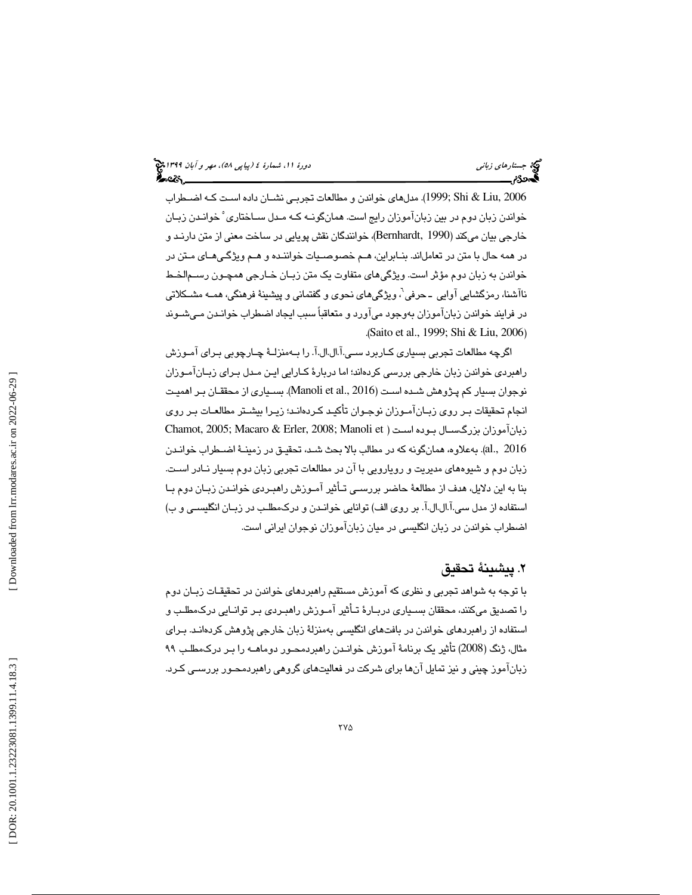1999; Shi & Liu, 2006). مدل‌های خواندن و مطالعات تجربی نشان داده است که اضطراب خواندن زبان دوم در بین زبان‌آموزان رایج است. همان‌گونه که مدل ساختاری[۵] خواندن زبان خارجی بیان می‌کند (Bernhardt, 1990)، خوانندگان نقش پویایی در ساخت معنی از متن دارند و در همه حال با متن در تعامل‌اند. بنابراین، هم خصوصیات خواننده و هم ویژگی‌های متن در خواندن به زبان دوم مؤثر است. ویژگی‌های متفاوت یک متن زبان خارجی همچون رسم‌الخط ناآشنا، رمزگشایی آوایی ـ حرفی[۶]، ویژگی‌های نحوی و گفتمانی و پیشینهٔ فرهنگی، همه مشکلاتی در فرایند خواندن زبان‌آموزان به‌وجود می‌آورد و متعاقباً سبب ایجاد اضطراب خواندن می‌شوند (Saito et al., 1999; Shi & Liu, 2006).

اگرچه مطالعات تجربی بسیاری کاربرد سی.آ.ال.آ. را به‌منزلهٔ چارچوبی برای آموزش راهبردی خواندن زبان خارجی بررسی کرده‌اند؛ اما دربارهٔ کارایی این مدل برای زبان‌آموزان نوجوان بسیار کم پژوهش شده است (Manoli et al., 2016). بسیاری از محققان بر اهمیت انجام تحقیقات بر روی زبان‌آموزان نوجوان تأکید کرده‌اند؛ زیرا بیشتر مطالعات بر روی زبان‌آموزان بزرگسال بوده است (Chamot, 2005; Macaro & Erler, 2008; Manoli et al., 2016). به‌علاوه، همان‌گونه که در مطالب بالا بحث شد، تحقیق در زمینهٔ اضطراب خواندن زبان دوم و شیوه‌های مدیریت و رویارویی با آن در مطالعات تجربی زبان دوم بسیار نادر است. بنا به این دلایل، هدف از مطالعهٔ حاضر بررسی تأثیر آموزش راهبردی خواندن زبان دوم با استفاده از مدل سی.آ.ال.آ. بر روی الف) توانایی خواندن و درک‌مطلب در زبان انگلیسی و ب) اضطراب خواندن در زبان انگلیسی در میان زبان‌آموزان نوجوان ایرانی است.

## ۲. پیشینهٔ تحقیق

با توجه به شواهد تجربی و نظری که آموزش مستقیم راهبردهای خواندن در تحقیقات زبان دوم را تصدیق می‌کنند، محققان بسیاری دربارهٔ تأثیر آموزش راهبردی بر توانایی درک‌مطلب و استفاده از راهبردهای خواندن در بافت‌های انگلیسی به‌منزلهٔ زبان خارجی پژوهش کرده‌اند. برای مثال، ژنگ (2008) تأثیر یک برنامهٔ آموزش خواندن راهبردمحور دوماهه را بر درک‌مطلب ۹۹ زبان‌آموز چینی و نیز تمایل آن‌ها برای شرکت در فعالیت‌های گروهی راهبردمحور بررسی کرد.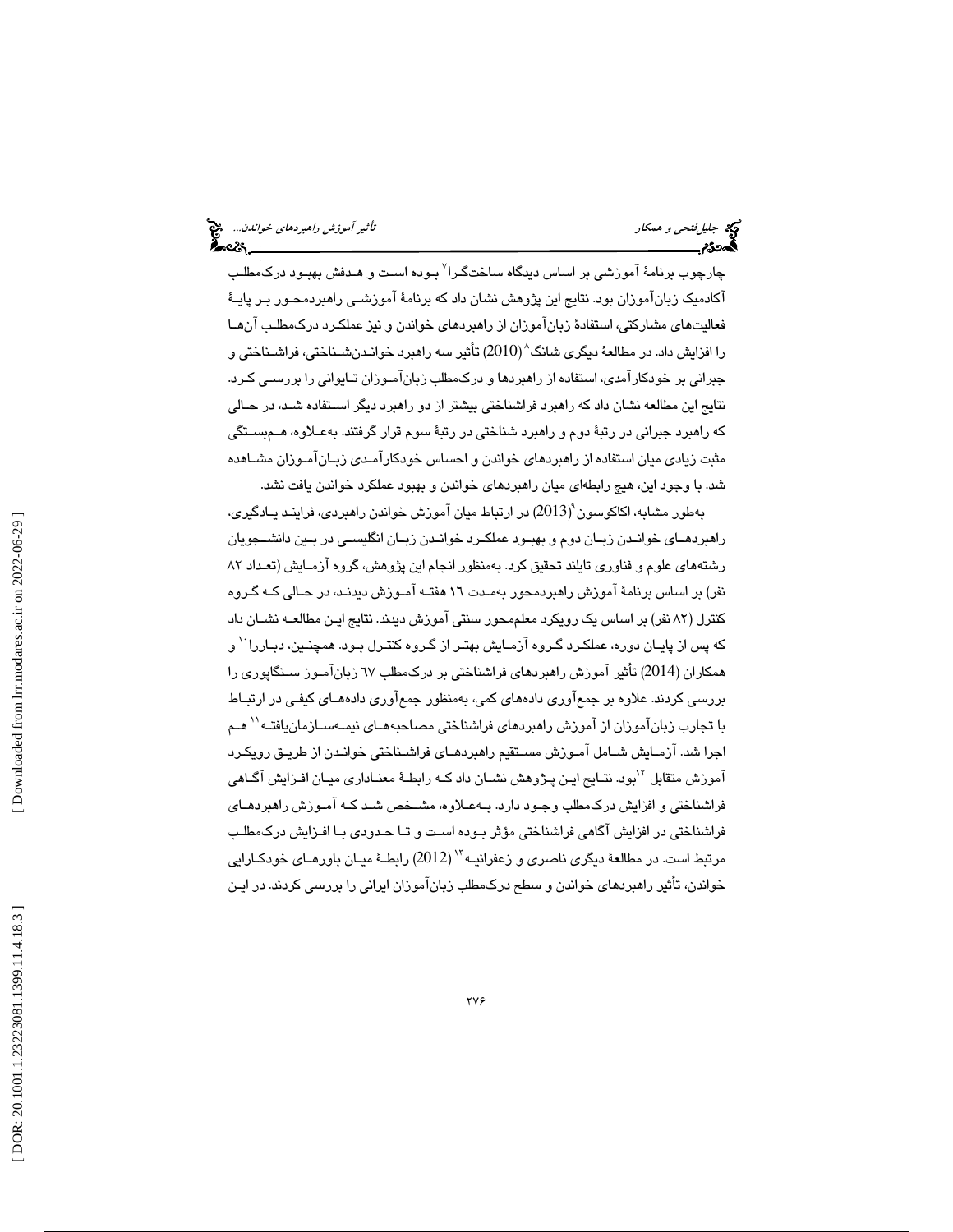چارچوب برنامهٔ آموزشی بر اساس دیدگاه ساختگرا[7] بوده است و هدفش بهبود درک‌مطلب آکادمیک زبان‌آموزان بود. نتایج این پژوهش نشان داد که برنامهٔ آموزشی راهبردمحور بر پایهٔ فعالیت‌های مشارکتی، استفادهٔ زبان‌آموزان از راهبردهای خواندن و نیز عملکرد درک‌مطلب آن‌ها را افزایش داد. در مطالعهٔ دیگری شانگ[8] (2010) تأثیر سه راهبرد خواندن‌شناختی، فراشناختی و جبرانی بر خودکارآمدی، استفاده از راهبردها و درک‌مطلب زبان‌آموزان تایوانی را بررسی کرد. نتایج این مطالعه نشان داد که راهبرد فراشناختی بیشتر از دو راهبرد دیگر استفاده شد، در حالی که راهبرد جبرانی در رتبهٔ دوم و راهبرد شناختی در رتبهٔ سوم قرار گرفتند. به‌علاوه، هم‌بستگی مثبت زیادی میان استفاده از راهبردهای خواندن و احساس خودکارآمدی زبان‌آموزان مشاهده شد. با وجود این، هیچ رابطه‌ای میان راهبردهای خواندن و بهبود عملکرد خواندن یافت نشد.

به‌طور مشابه، اکاکوسون[9] (2013) در ارتباط میان آموزش خواندن راهبردی، فرایند یادگیری، راهبردهای خواندن زبان دوم و بهبود عملکرد خواندن زبان انگلیسی در بین دانشجویان رشته‌های علوم و فناوری تایلند تحقیق کرد. به‌منظور انجام این پژوهش، گروه آزمایش (تعداد ۸۲ نفر) بر اساس برنامهٔ آموزش راهبردمحور به‌مدت ۱۶ هفته آموزش دیدند، در حالی که گروه کنترل (۸۲ نفر) بر اساس یک رویکرد معلم‌محور سنتی آموزش دیدند. نتایج این مطالعه نشان داد که پس از پایان دوره، عملکرد گروه آزمایش بهتر از گروه کنترل بود. همچنین، دباررا[10] و همکاران (2014) تأثیر آموزش راهبردهای فراشناختی بر درک‌مطلب ۶۷ زبان‌آموز سنگاپوری را بررسی کردند. علاوه بر جمع‌آوری داده‌های کمی، به‌منظور جمع‌آوری داده‌های کیفی در ارتباط با تجارب زبان‌آموزان از آموزش راهبردهای فراشناختی مصاحبه‌های نیمه‌سازمان‌یافته[11] هم اجرا شد. آزمایش شامل آموزش مستقیم راهبردهای فراشناختی خواندن از طریق رویکرد آموزش متقابل[12] بود. نتایج این پژوهش نشان داد که رابطهٔ معناداری میان افزایش آگاهی فراشناختی و افزایش درک‌مطلب وجود دارد. به‌علاوه، مشخص شد که آموزش راهبردهای فراشناختی در افزایش آگاهی فراشناختی مؤثر بوده است و تا حدودی با افزایش درک‌مطلب مرتبط است. در مطالعهٔ دیگری ناصری و زعفرانیه[13] (2012) رابطهٔ میان باورهای خودکارایی خواندن، تأثیر راهبردهای خواندن و سطح درک‌مطلب زبان‌آموزان ایرانی را بررسی کردند. در این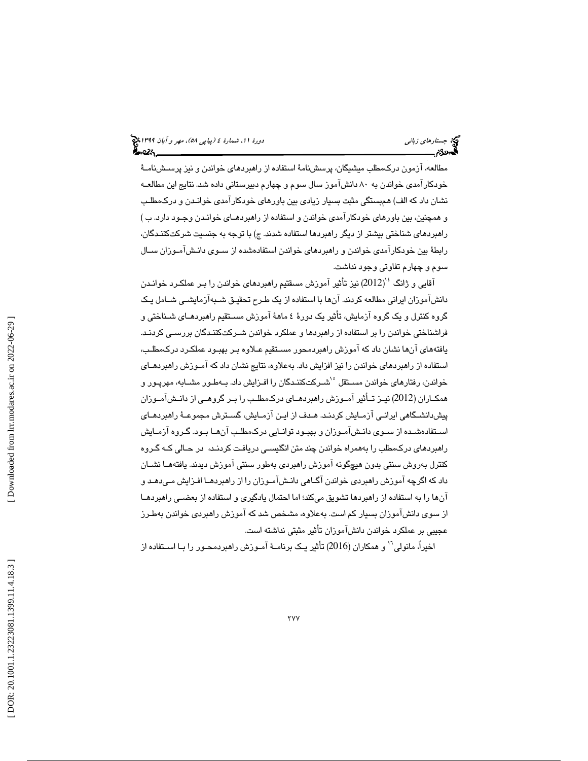مطالعه، آزمون درک‌مطلب میشیگان، پرسش‌نامهٔ استفاده از راهبردهای خواندن و نیز پرسش‌نامهٔ خودکارآمدی خواندن به ۸۰ دانش‌آموز سال سوم و چهارم دبیرستانی داده شد. نتایج این مطالعه نشان داد که الف) هم‌بستگی مثبت بسیار زیادی بین باورهای خودکارآمدی خواندن و درک‌مطلب و همچنین، بین باورهای خودکارآمدی خواندن و استفاده از راهبردهای خواندن وجود دارد. ب) راهبردهای شناختی بیشتر از دیگر راهبردها استفاده شدند. ج) با توجه به جنسیت شرکت‌کنندگان، رابطهٔ بین خودکارآمدی خواندن و راهبردهای خواندن استفاده‌شده از سوی دانش‌آموزان سال سوم و چهارم تفاوتی وجود نداشت.

آقایی و ژانگ[14] (2012) نیز تأثیر آموزش مستقیم راهبردهای خواندن را بر عملکرد خواندن دانش‌آموزان ایرانی مطالعه کردند. آن‌ها با استفاده از یک طرح تحقیق شبه‌آزمایشی شامل یک گروه کنترل و یک گروه آزمایش، تأثیر یک دورهٔ ٤ ماههٔ آموزش مستقیم راهبردهای شناختی و فراشناختی خواندن را بر استفاده از راهبردها و عملکرد خواندن شرکت‌کنندگان بررسی کردند. یافته‌های آن‌ها نشان داد که آموزش راهبردمحور مستقیم علاوه بر بهبود عملکرد درک‌مطلب، استفاده از راهبردهای خواندن را نیز افزایش داد. به‌علاوه، نتایج نشان داد که آموزش راهبردهای خواندن، رفتارهای خواندن مستقل[15] شرکت‌کنندگان را افزایش داد. به‌طور مشابه، مهرپور و همکاران (2012) نیز تأثیر آموزش راهبردهای درک‌مطلب را بر گروهی از دانش‌آموزان پیش‌دانشگاهی ایرانی آزمایش کردند. هدف از این آزمایش، گسترش مجموعهٔ راهبردهای استفاده‌شده از سوی دانش‌آموزان و بهبود توانایی درک‌مطلب آن‌ها بود. گروه آزمایش راهبردهای درک‌مطلب را به‌همراه خواندن چند متن انگلیسی دریافت کردند، در حالی که گروه کنترل به‌روش سنتی بدون هیچ‌گونه آموزش راهبردی به‌طور سنتی آموزش دیدند. یافته‌ها نشان داد که اگرچه آموزش راهبردی خواندن آگاهی دانش‌آموزان را از راهبردها افزایش می‌دهد و آن‌ها را به استفاده از راهبردها تشویق می‌کند؛ اما احتمال یادگیری و استفاده از بعضی راهبردها از سوی دانش‌آموزان بسیار کم است. به‌علاوه، مشخص شد که آموزش راهبردی خواندن به‌طرز عجیبی بر عملکرد خواندن دانش‌آموزان تأثیر مثبتی نداشته است.

اخیراً، مانولی[16] و همکاران (2016) تأثیر یک برنامهٔ آموزش راهبردمحور را با استفاده از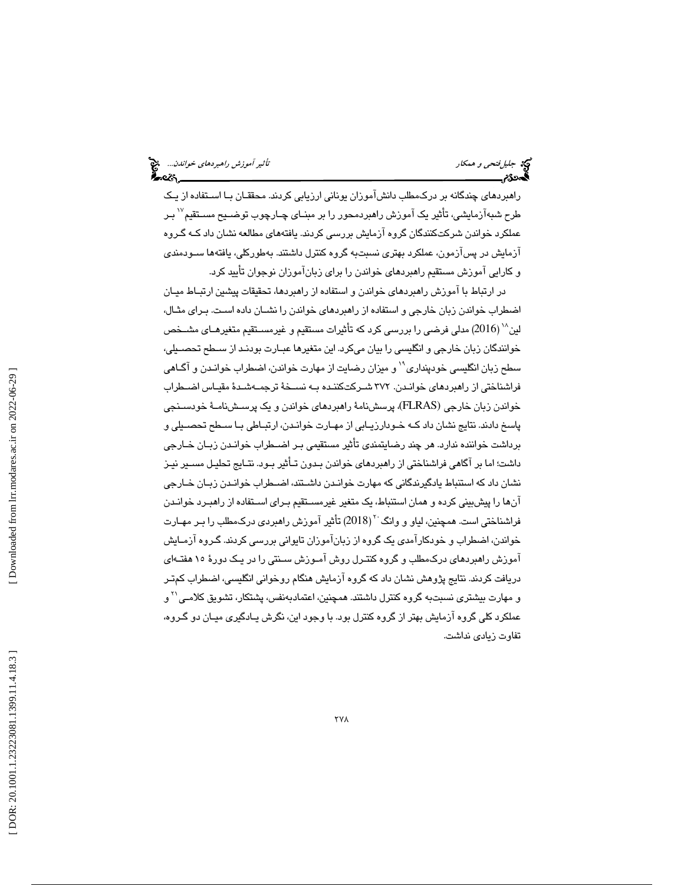راهبردهای چندگانه بر درک‌مطلب دانش‌آموزان یونانی ارزیابی کردند. محققان با استفاده از یک طرح شبه‌آزمایشی، تأثیر یک آموزش راهبردمحور را بر مبنای چارچوب توضیح مستقیم[17] بر عملکرد خواندن شرکت‌کنندگان گروه آزمایش بررسی کردند. یافته‌های مطالعه نشان داد که گروه آزمایش در پس‌آزمون، عملکرد بهتری نسبت‌به گروه کنترل داشتند. به‌طورکلی، یافته‌ها سودمندی و کارایی آموزش مستقیم راهبردهای خواندن را برای زبان‌آموزان نوجوان تأیید کرد.

در ارتباط با آموزش راهبردهای خواندن و استفاده از راهبردها، تحقیقات پیشین ارتباط میان اضطراب خواندن زبان خارجی و استفاده از راهبردهای خواندن را نشان داده است. برای مثال، لین[18] (2016) مدلی فرضی را بررسی کرد که تأثیرات مستقیم و غیرمستقیم متغیرهای مشخص خوانندگان زبان خارجی و انگلیسی را بیان می‌کرد. این متغیرها عبارت بودند از سطح تحصیلی، سطح زبان انگلیسی خودپنداری[19] و میزان رضایت از مهارت خواندن، اضطراب خواندن و آگاهی فراشناختی از راهبردهای خواندن. ۳۷۲ شرکت‌کننده به نسخهٔ ترجمه‌شدهٔ مقیاس اضطراب خواندن زبان خارجی (FLRAS)، پرسش‌نامهٔ راهبردهای خواندن و یک پرسش‌نامهٔ خودسنجی پاسخ دادند. نتایج نشان داد که خودارزیابی از مهارت خواندن، ارتباطی با سطح تحصیلی و برداشت خواننده ندارد. هر چند رضایتمندی تأثیر مستقیمی بر اضطراب خواندن زبان خارجی داشت؛ اما بر آگاهی فراشناختی از راهبردهای خواندن بدون تأثیر بود. نتایج تحلیل مسیر نیز نشان داد که استنباط یادگیرندگانی که مهارت خواندن داشتند، اضطراب خواندن زبان خارجی آن‌ها را پیش‌بینی کرده و همان استنباط، یک متغیر غیرمستقیم برای استفاده از راهبرد خواندن فراشناختی است. همچنین، لیاو و وانگ[20] (2018) تأثیر آموزش راهبردی درک‌مطلب را بر مهارت خواندن، اضطراب و خودکارآمدی یک گروه از زبان‌آموزان تایوانی بررسی کردند. گروه آزمایش آموزش راهبردهای درک‌مطلب و گروه کنترل روش آموزش سنتی را در یک دورهٔ ۱۵ هفته‌ای دریافت کردند. نتایج پژوهش نشان داد که گروه آزمایش هنگام روخوانی انگلیسی، اضطراب کم‌تر و مهارت بیشتری نسبت‌به گروه کنترل داشتند. همچنین، اعتمادبه‌نفس، پشتکار، تشویق کلامی[21] و عملکرد کلی گروه آزمایش بهتر از گروه کنترل بود. با وجود این، نگرش یادگیری میان دو گروه، تفاوت زیادی نداشت.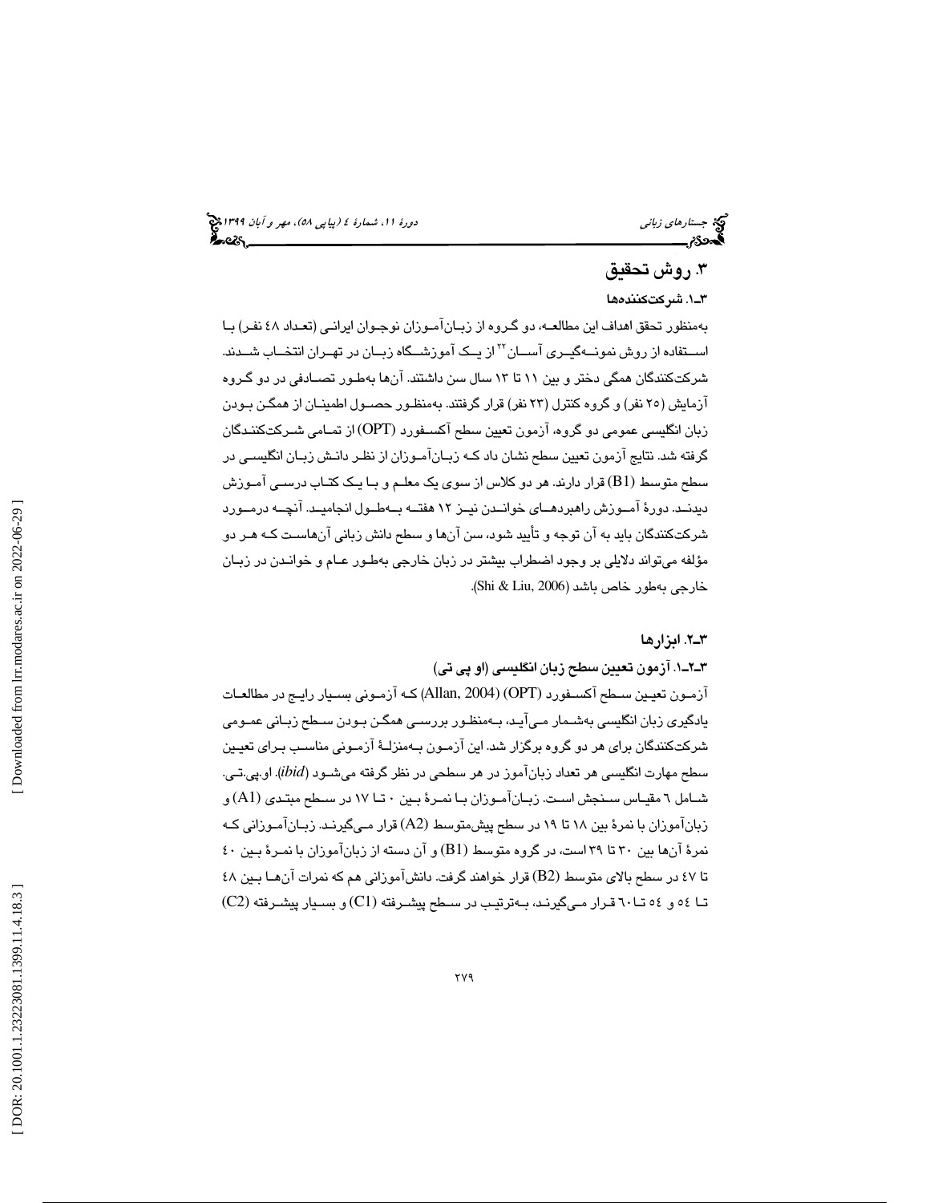## ۳. روش تحقیق

### ۳ـ۱. شرکت‌کننده‌ها

به‌منظور تحقق اهداف این مطالعه، دو گروه از زبان‌آموزان نوجوان ایرانی (تعداد ٤٨ نفر) با استفاده از روش نمونه‌گیری آسان[22] از یک آموزشگاه زبان در تهران انتخاب شدند. شرکت‌کنندگان همگی دختر و بین ۱۱ تا ۱۳ سال سن داشتند. آن‌ها به‌طور تصادفی در دو گروه آزمایش (۲۵ نفر) و گروه کنترل (۲۳ نفر) قرار گرفتند. به‌منظور حصول اطمینان از همگن بودن زبان انگلیسی عمومی دو گروه، آزمون تعیین سطح آکسفورد (OPT) از تمامی شرکت‌کنندگان گرفته شد. نتایج آزمون تعیین سطح نشان داد که زبان‌آموزان از نظر دانش زبان انگلیسی در سطح متوسط (B1) قرار دارند. هر دو کلاس از سوی یک معلم و با یک کتاب درسی آموزش دیدند. دورهٔ آموزش راهبردهای خواندن نیز ۱۲ هفته به‌طول انجامید. آنچه درمورد شرکت‌کنندگان باید به آن توجه و تأیید شود، سن آن‌ها و سطح دانش زبانی آن‌هاست که هر دو مؤلفه می‌تواند دلایلی بر وجود اضطراب بیشتر در زبان خارجی به‌طور عام و خواندن در زبان خارجی به‌طور خاص باشد (Shi & Liu, 2006).

### ۳ـ۲. ابزارها

#### ۳ـ۲ـ۱. آزمون تعیین سطح زبان انگلیسی (او پی تی)

آزمون تعیین سطح آکسفورد (OPT) (Allan, 2004) که آزمونی بسیار رایج در مطالعات یادگیری زبان انگلیسی به‌شمار می‌آید، به‌منظور بررسی همگن بودن سطح زبانی عمومی شرکت‌کنندگان برای هر دو گروه برگزار شد. این آزمون به‌منزلهٔ آزمونی مناسب برای تعیین سطح مهارت انگلیسی هر تعداد زبان‌آموز در هر سطحی در نظر گرفته می‌شود (*ibid*). او.پی.تی. شامل ٦ مقیاس سنجش است. زبان‌آموزان با نمرهٔ بین ۰ تا ۱۷ در سطح مبتدی (A1) و زبان‌آموزان با نمرهٔ بین ۱۸ تا ۱۹ در سطح پیش‌متوسط (A2) قرار می‌گیرند. زبان‌آموزانی که نمرهٔ آن‌ها بین ۳۰ تا ۳۹ است، در گروه متوسط (B1) و آن دسته از زبان‌آموزان با نمرهٔ بین ٤٠ تا ٤٧ در سطح بالای متوسط (B2) قرار خواهند گرفت. دانش‌آموزانی هم که نمرات آن‌ها بین ٤٨ تا ٥٤ و ٥٤ تا ٦٠ قرار می‌گیرند، به‌ترتیب در سطح پیشرفته (C1) و بسیار پیشرفته (C2)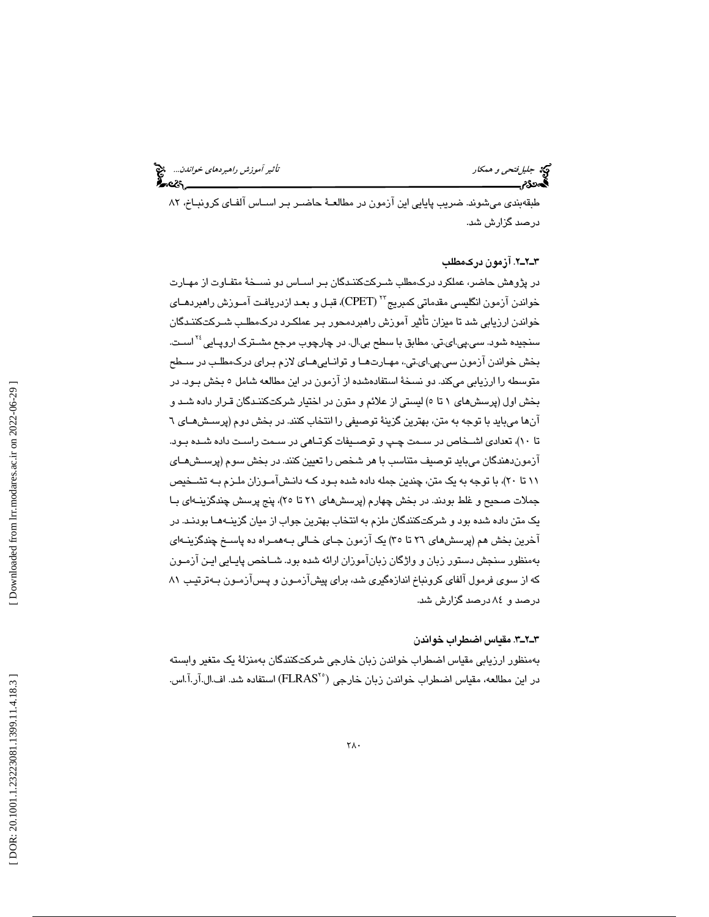طبقه‌بندی می‌شوند. ضریب پایایی این آزمون در مطالعهٔ حاضر بر اساس آلفای کرونباخ، ۸۲ درصد گزارش شد.

### ۳ـ۲ـ۲. آزمون درک‌مطلب

در پژوهش حاضر، عملکرد درک‌مطلب شرکت‌کنندگان بر اساس دو نسخهٔ متفاوت از مهارت خواندن آزمون انگلیسی مقدماتی کمبریج[۲۳] (CPET)، قبل و بعد ازدریافت آموزش راهبردهای خواندن ارزیابی شد تا میزان تأثیر آموزش راهبردمحور بر عملکرد درک‌مطلب شرکت‌کنندگان سنجیده شود. سی.پی.ای.تی. مطابق با سطح بی.ال. در چارچوب مرجع مشترک اروپایی[۲۴] است. بخش خواندن آزمون سی.پی.ای.تی.، مهارت‌ها و توانایی‌های لازم برای درک‌مطلب در سطح متوسطه را ارزیابی می‌کند. دو نسخهٔ استفاده‌شده از آزمون در این مطالعه شامل ٥ بخش بود. در بخش اول (پرسش‌های ۱ تا ٥) لیستی از علائم و متون در اختیار شرکت‌کنندگان قرار داده شد و آن‌ها می‌باید با توجه به متن، بهترین گزینهٔ توصیفی را انتخاب کنند. در بخش دوم (پرسش‌های ٦ تا ۱۰)، تعدادی اشخاص در سمت چپ و توصیفات کوتاهی در سمت راست داده شده بود. آزمون‌دهندگان می‌باید توصیف متناسب با هر شخص را تعیین کنند. در بخش سوم (پرسش‌های ۱۱ تا ۲۰)، با توجه به یک متن، چندین جمله داده شده بود که دانش‌آموزان ملزم به تشخیص جملات صحیح و غلط بودند. در بخش چهارم (پرسش‌های ۲۱ تا ۲٥)، پنج پرسش چندگزینه‌ای با یک متن داده شده بود و شرکت‌کنندگان ملزم به انتخاب بهترین جواب از میان گزینه‌ها بودند. در آخرین بخش هم (پرسش‌های ۲٦ تا ۳٥) یک آزمون جای خالی به‌همراه ده پاسخ چندگزینه‌ای به‌منظور سنجش دستور زبان و واژگان زبان‌آموزان ارائه شده بود. شاخص پایایی این آزمون که از سوی فرمول آلفای کرونباخ اندازه‌گیری شد، برای پیش‌آزمون و پس‌آزمون به‌ترتیب ۸۱ درصد و ۸٤ درصد گزارش شد.

### ۳ـ۲ـ۳. مقیاس اضطراب خواندن

به‌منظور ارزیابی مقیاس اضطراب خواندن زبان خارجی شرکت‌کنندگان به‌منزلهٔ یک متغیر وابسته در این مطالعه، مقیاس اضطراب خواندن زبان خارجی (FLRAS[۲۵]) استفاده شد. اف.ال.آر.آ.اس.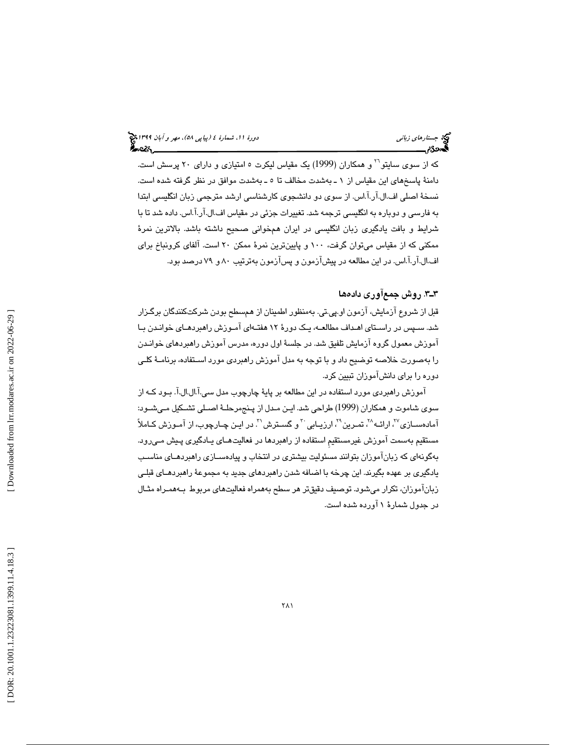که از سوی سایتو[26] و همکاران (1999) یک مقیاس لیکرت ۵ امتیازی و دارای ۲۰ پرسش است. دامنهٔ پاسخ‌های این مقیاس از ۱ ـ به‌شدت مخالف تا ۵ ـ به‌شدت موافق در نظر گرفته شده است. نسخهٔ اصلی اف.ال.آر.آ.اس. از سوی دو دانشجوی کارشناسی ارشد مترجمی زبان انگلیسی ابتدا به فارسی و دوباره به انگلیسی ترجمه شد. تغییرات جزئی در مقیاس اف.ال.آر.آ.اس. داده شد تا با شرایط و بافت یادگیری زبان انگلیسی در ایران همخوانی صحیح داشته باشد. بالاترین نمرهٔ ممکنی که از مقیاس می‌توان گرفت، ۱۰۰ و پایین‌ترین نمرهٔ ممکن ۲۰ است. آلفای کرونباخ برای اف.ال.آر.آ.اس. در این مطالعه در پیش‌آزمون و پس‌آزمون به‌ترتیب ۸۰ و ۷۹ درصد بود.

### ۳ـ۳. روش جمع‌آوری داده‌ها

قبل از شروع آزمایش، آزمون او.پی.تی. به‌منظور اطمینان از هم‌سطح بودن شرکت‌کنندگان برگزار شد. سپس در راستای اهداف مطالعه، یک دورهٔ ۱۲ هفته‌ای آموزش راهبردهای خواندن با آموزش معمول گروه آزمایش تلفیق شد. در جلسهٔ اول دوره، مدرس آموزش راهبردهای خواندن را به‌صورت خلاصه توضیح داد و با توجه به مدل آموزش راهبردی مورد استفاده، برنامهٔ کلی دوره را برای دانش‌آموزان تبیین کرد.

آموزش راهبردی مورد استفاده در این مطالعه بر پایهٔ چارچوب مدل سی.آ.ال.ال.آ. بود که از سوی شاموت و همکاران (1999) طراحی شد. این مدل از پنج‌مرحلهٔ اصلی تشکیل می‌شود: آماده‌سازی[27]، ارائه[28]، تمرین[29]، ارزیابی[30] و گسترش[31]. در این چارچوب، از آموزش کاملاً مستقیم به‌سمت آموزش غیرمستقیمِ استفاده از راهبردها در فعالیت‌های یادگیری پیش می‌رود. به‌گونه‌ای که زبان‌آموزان بتوانند مسئولیت بیشتری در انتخاب و پیاده‌سازی راهبردهای مناسب یادگیری بر عهده بگیرند. این چرخه با اضافه شدن راهبردهای جدید به مجموعهٔ راهبردهای قبلی زبان‌آموزان، تکرار می‌شود. توصیف دقیق‌تر هر سطح به‌همراه فعالیت‌های مربوط به‌همراه مثال در جدول شمارهٔ ۱ آورده شده است.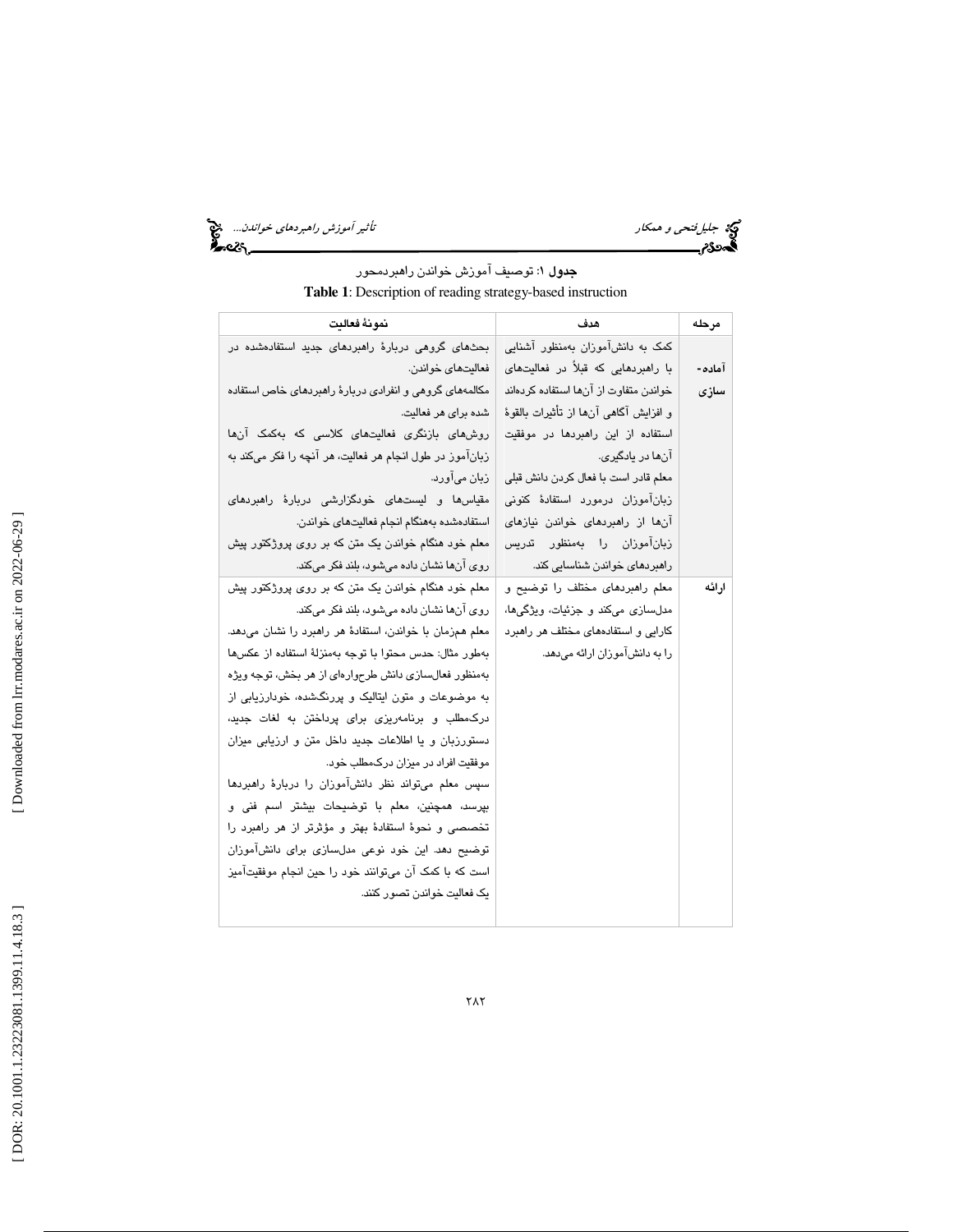**جدول ۱**: توصیف آموزش خواندن راهبردمحور

**Table 1**: Description of reading strategy-based instruction

| مرحله | هدف | نمونهٔ فعالیت |
|---|---|---|
| آماده‌سازی | کمک به دانش‌آموزان به‌منظور آشنایی با راهبردهایی که قبلاً در فعالیت‌های خواندن متفاوت از آن‌ها استفاده کرده‌اند و افزایش آگاهی آن‌ها از تأثیرات بالقوهٔ استفاده از این راهبردها در موفقیت آن‌ها در یادگیری. معلم قادر است با فعال کردن دانش قبلی زبان‌آموزان درمورد استفادهٔ کنونی آن‌ها از راهبردهای خواندن نیازهای زبان‌آموزان را به‌منظور تدریس راهبردهای خواندن شناسایی کند. | بحث‌های گروهی دربارهٔ راهبردهای جدید استفاده‌شده در فعالیت‌های خواندن. مکالمه‌های گروهی و انفرادی دربارهٔ راهبردهای خاص استفاده شده برای هر فعالیت. روش‌های بازنگری فعالیت‌های کلاسی که به‌کمک آن‌ها زبان‌آموز در طول انجام هر فعالیت، هر آنچه را فکر می‌کند به زبان می‌آورد. مقیاس‌ها و لیست‌های خودگزارشی دربارهٔ راهبردهای استفاده‌شده به‌هنگام انجام فعالیت‌های خواندن. معلم خود هنگام خواندن یک متن که بر روی پروژکتور پیش روی آن‌ها نشان داده می‌شود، بلند فکر می‌کند. |
| ارائه | معلم راهبردهای مختلف را توضیح و مدل‌سازی می‌کند و جزئیات، ویژگی‌ها، کارایی و استفاده‌های مختلف هر راهبرد را به دانش‌آموزان ارائه می‌دهد. | معلم خود هنگام خواندن یک متن که بر روی پروژکتور پیش روی آن‌ها نشان داده می‌شود، بلند فکر می‌کند. معلم هم‌زمان با خواندن، استفادهٔ هر راهبرد را نشان می‌دهد. به‌طور مثال: حدس محتوا با توجه به‌منزلهٔ استفاده از عکس‌ها به‌منظور فعال‌سازی دانش طرح‌واره‌ای از هر بخش، توجه ویژه به موضوعات و متون ایتالیک و پررنگ‌شده، خودارزیابی از درک‌مطلب و برنامه‌ریزی برای پرداختن به لغات جدید، دستورزبان و یا اطلاعات جدید داخل متن و ارزیابی میزان موفقیت افراد در میزان درک‌مطلب خود. سپس معلم می‌تواند نظر دانش‌آموزان را دربارهٔ راهبردها بپرسد، همچنین، معلم با توضیحات بیشتر اسم فنی و تخصصی و نحوهٔ استفادهٔ بهتر و مؤثرتر از هر راهبرد را توضیح دهد. این خود نوعی مدل‌سازی برای دانش‌آموزان است که با کمک آن می‌توانند خود را حین انجام موفقیت‌آمیز یک فعالیت خواندن تصور کنند. |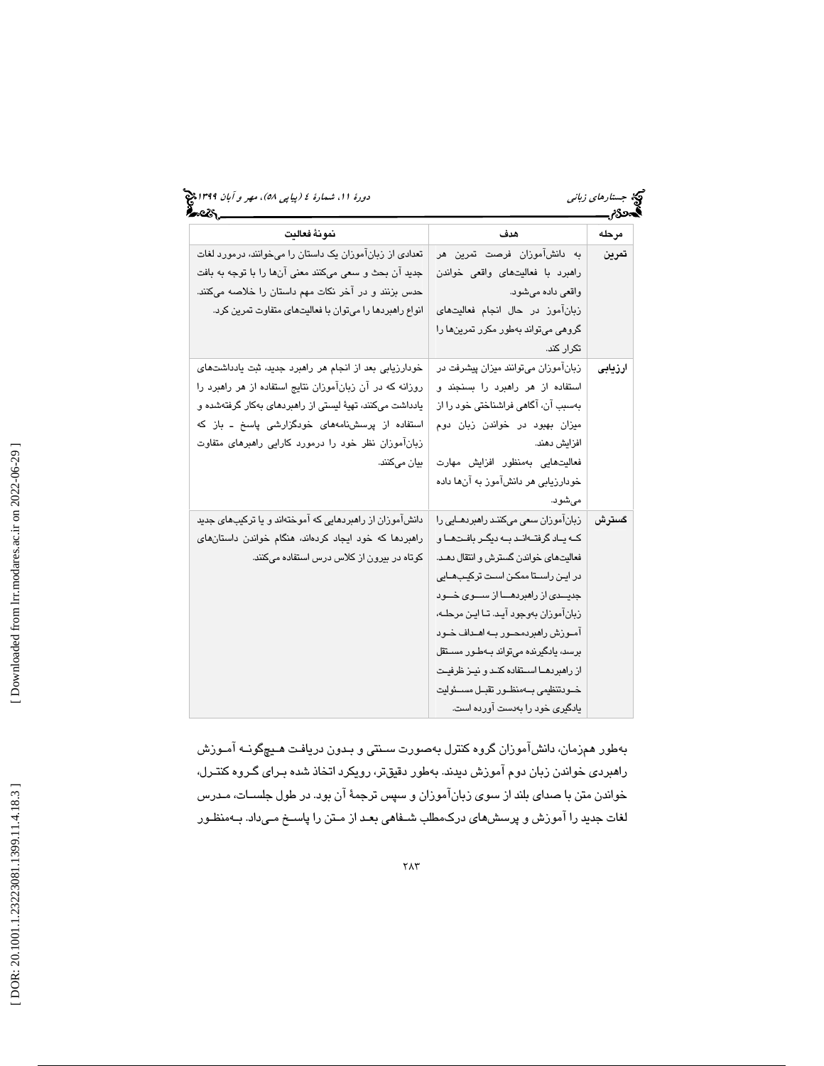| مرحله | هدف | نمونهٔ فعالیت |
| --- | --- | --- |
| **تمرین** | به دانش‌آموزان فرصت تمرین هر راهبرد با فعالیت‌های واقعی خواندن واقعی داده می‌شود. زبان‌آموز در حال انجام فعالیت‌های گروهی می‌تواند به‌طور مکرر تمرین‌ها را تکرار کند. | تعدادی از زبان‌آموزان یک داستان را می‌خوانند، درمورد لغات جدید آن بحث و سعی می‌کنند معنی آن‌ها را با توجه به بافت حدس بزنند و در آخر نکات مهم داستان را خلاصه می‌کنند. انواع راهبردها را می‌توان با فعالیت‌های متفاوت تمرین کرد. |
| **ارزیابی** | زبان‌آموزان می‌توانند میزان پیشرفت در استفاده از هر راهبرد را بسنجند و به‌سبب آن، آگاهی فراشناختی خود را از میزان بهبود در خواندن زبان دوم افزایش دهند. فعالیت‌هایی به‌منظور افزایش مهارت خودارزیابی هر دانش‌آموز به آن‌ها داده می‌شود. | خودارزیابی بعد از انجام هر راهبرد جدید، ثبت یادداشت‌های روزانه که در آن زبان‌آموزان نتایج استفاده از هر راهبرد را یادداشت می‌کنند، تهیهٔ لیستی از راهبردهای به‌کار گرفته‌شده و استفاده از پرسش‌نامه‌های خودگزارشی پاسخ ـ باز که زبان‌آموزان نظر خود را درمورد کارایی راهبرهای متفاوت بیان می‌کنند. |
| **گسترش** | زبان‌آموزان سعی می‌کنند راهبردهایی را که یاد گرفته‌اند به دیگر بافت‌ها و فعالیت‌های خواندن گسترش و انتقال دهند. در این راستا ممکن است ترکیب‌هایی جدیدی از راهبردها از سوی خود زبان‌آموزان به‌وجود آید. تا این مرحله، آموزش راهبردمحور به اهداف خود برسد، یادگیرنده می‌تواند به‌طور مستقل از راهبردها استفاده کند و نیز ظرفیت خودتنظیمی به‌منظور تقبل مسئولیت یادگیری خود را به‌دست آورده است. | دانش‌آموزان از راهبردهایی که آموخته‌اند و یا ترکیب‌های جدید راهبردها که خود ایجاد کرده‌اند، هنگام خواندن داستان‌های کوتاه در بیرون از کلاس درس استفاده می‌کنند. |

به‌طور همزمان، دانش‌آموزان گروه کنترل به‌صورت سنتی و بدون دریافت هیچ‌گونه آموزش راهبردی خواندن زبان دوم آموزش دیدند. به‌طور دقیق‌تر، رویکرد اتخاذ شده برای گروه کنترل، خواندن متن با صدای بلند از سوی زبان‌آموزان و سپس ترجمهٔ آن بود. در طول جلسات، مدرس لغات جدید را آموزش و پرسش‌های درک‌مطلب شفاهی بعد از متن را پاسخ می‌داد. به‌منظور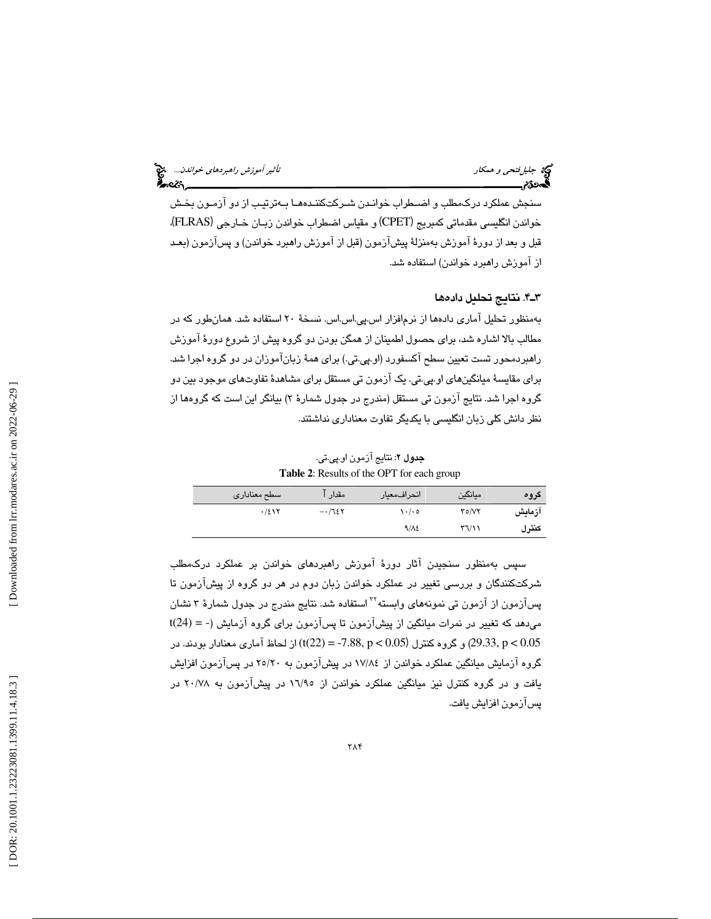سنجش عملکرد درک‌مطلب و اضطراب خواندن شرکت‌کننده‌ها به‌ترتیب از دو آزمون بخش خواندن انگلیسی مقدماتی کمبریج (CPET) و مقیاس اضطراب خواندن زبان خارجی (FLRAS)، قبل و بعد از دورهٔ آموزش به‌منزلهٔ پیش‌آزمون (قبل از آموزش راهبرد خواندن) و پس‌آزمون (بعد از آموزش راهبرد خواندن) استفاده شد.

### ۴ـ۳. نتایج تحلیل داده‌ها

به‌منظور تحلیل آماری داده‌ها از نرم‌افزار اس.پی.اس.اس. نسخهٔ ۲۰ استفاده شد. همان‌طور که در مطالب بالا اشاره شد، برای حصول اطمینان از همگن بودن دو گروه پیش از شروع دورهٔ آموزش راهبردمحور تست تعیین سطح آکسفورد (او.پی.تی.) برای همهٔ زبان‌آموزان در دو گروه اجرا شد. برای مقایسهٔ میانگین‌های او.پی.تی. یک آزمون تی مستقل برای مشاهدهٔ تفاوت‌های موجود بین دو گروه اجرا شد. نتایج آزمون تی مستقل (مندرج در جدول شمارهٔ ۲) بیانگر این است که گروه‌ها از نظر دانش کلی زبان انگلیسی با یکدیگر تفاوت معناداری نداشتند.

**جدول ۲**: نتایج آزمون او.پی.تی.

**Table 2**: Results of the OPT for each group

| گروه | میانگین | انحراف‌معیار | مقدار T | سطح معناداری |
|---|---|---|---|---|
| آزمایش | ۳۵/۷۲ | ۱۰/۰۵ | -۰/۶۴۲ | ۰/۴۱۲ |
| کنترل | ۳۶/۱۱ | ۹/۸۴ | | |

سپس به‌منظور سنجیدن آثار دورهٔ آموزش راهبردهای خواندن بر عملکرد درک‌مطلب شرکت‌کنندگان و بررسی تغییر در عملکرد خواندن زبان دوم در هر دو گروه از پیش‌آزمون تا پس‌آزمون از آزمون تی نمونه‌های وابسته[۳۲] استفاده شد. نتایج مندرج در جدول شمارهٔ ۳ نشان می‌دهد که تغییر در نمرات میانگین از پیش‌آزمون تا پس‌آزمون برای گروه آزمایش ($t(24) = -29.33, p < 0.05$) و گروه کنترل ($t(22) = -7.88, p < 0.05$) از لحاظ آماری معنادار بودند. در گروه آزمایش میانگین عملکرد خواندن از ۱۷/۸۴ در پیش‌آزمون به ۲۵/۲۰ در پس‌آزمون افزایش یافت و در گروه کنترل نیز میانگین عملکرد خواندن از ۱۶/۹۵ در پیش‌آزمون به ۲۰/۷۸ در پس‌آزمون افزایش یافت.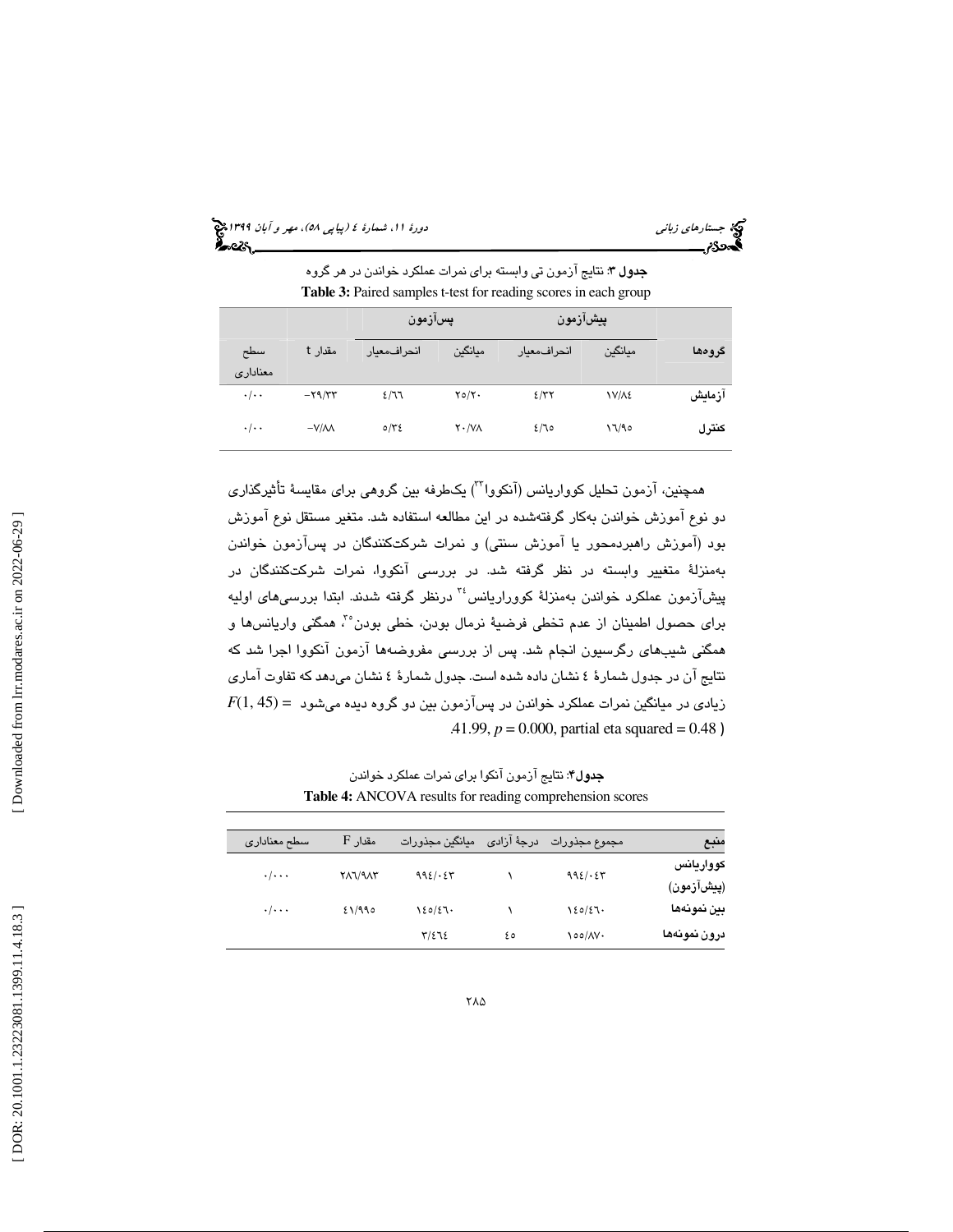**جدول ۳**: نتایج آزمون تی وابسته برای نمرات عملکرد خواندن در هر گروه

**Table 3:** Paired samples t-test for reading scores in each group

| گروه‌ها | پیش‌آزمون | | پس‌آزمون | | مقدار t | سطح معناداری |
|---|---|---|---|---|---|---|
| | میانگین | انحراف‌معیار | میانگین | انحراف‌معیار | | |
| آزمایش | ۱۷/۸٤ | ٤/۳۲ | ۲٥/۲۰ | ٤/٦٦ | -۲۹/۳۳ | ۰/۰۰ |
| کنترل | ۱٦/۹٥ | ٤/٦٥ | ۲۰/۷۸ | ٥/۳٤ | -۷/۸۸ | ۰/۰۰ |

همچنین، آزمون تحلیل کوواریانس (آنکووا[33]) یک‌طرفه بین گروهی برای مقایسهٔ تأثیرگذاری دو نوع آموزش خواندن به‌کار گرفته‌شده در این مطالعه استفاده شد. متغیر مستقل نوع آموزش بود (آموزش راهبردمحور یا آموزش سنتی) و نمرات شرکت‌کنندگان در پس‌آزمون خواندن به‌منزلهٔ متغیر وابسته در نظر گرفته شد. در بررسی آنکووا، نمرات شرکت‌کنندگان در پیش‌آزمون عملکرد خواندن به‌منزلهٔ کوواریانس[34] درنظر گرفته شدند. ابتدا بررسی‌های اولیه برای حصول اطمینان از عدم تخطی فرضیهٔ نرمال بودن، خطی بودن[35]، همگنی واریانس‌ها و همگنی شیب‌های رگرسیون انجام شد. پس از بررسی مفروضه‌ها آزمون آنکووا اجرا شد که نتایج آن در جدول شمارهٔ ٤ نشان داده شده است. جدول شمارهٔ ٤ نشان می‌دهد که تفاوت آماری زیادی در میانگین نمرات عملکرد خواندن در پس‌آزمون بین دو گروه دیده می‌شود $F(1, 45) = 41.99$, $p = 0.000$, partial eta squared $= 0.48$ )

**جدول۴**: نتایج آزمون آنکووا برای نمرات عملکرد خواندن

**Table 4:** ANCOVA results for reading comprehension scores

| منبع | مجموع مجذورات | درجهٔ آزادی | میانگین مجذورات | مقدار F | سطح معناداری |
|---|---|---|---|---|---|
| کوواریانس (پیش‌آزمون) | ۹۹٤/۰٤۳ | ۱ | ۹۹٤/۰٤۳ | ۲۸٦/۹۸۳ | ۰/۰۰۰ |
| بین نمونه‌ها | ۱٤٥/٤٦۰ | ۱ | ۱٤٥/٤٦۰ | ٤۱/۹۹٥ | ۰/۰۰۰ |
| درون نمونه‌ها | ۱٥٥/۸۷۰ | ٤٥ | ۳/٤٦٤ | | |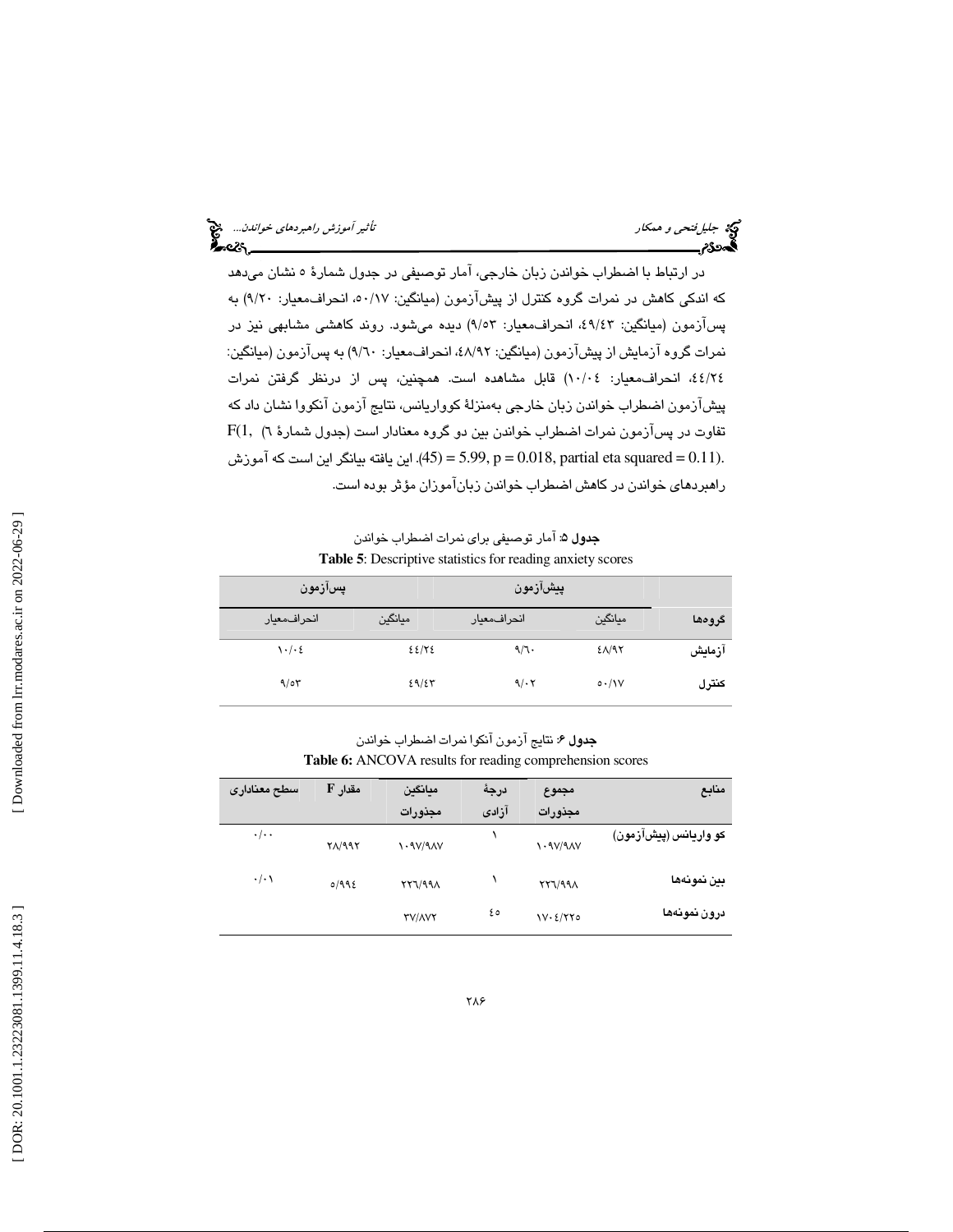در ارتباط با اضطراب خواندن زبان خارجی، آمار توصیفی در جدول شمارهٔ ٥ نشان می‌دهد که اندکی کاهش در نمرات گروه کنترل از پیش‌آزمون (میانگین: ٥٠/١٧، انحراف‌معیار: ٩/٢٠) به پس‌آزمون (میانگین: ٤٩/٤٣، انحراف‌معیار: ٩/٥٣) دیده می‌شود. روند کاهشی مشابهی نیز در نمرات گروه آزمایش از پیش‌آزمون (میانگین: ٤٨/٩٢، انحراف‌معیار: ٩/٦٠) به پس‌آزمون (میانگین: ٤٤/٢٤، انحراف‌معیار: ١٠/٠٤) قابل مشاهده است. همچنین، پس از درنظر گرفتن نمرات پیش‌آزمون اضطراب خواندن زبان خارجی به‌منزلهٔ کوواریانس، نتایج آزمون آنکووا نشان داد که تفاوت در پس‌آزمون نمرات اضطراب خواندن بین دو گروه معنادار است (جدول شمارهٔ ٦ $F(1, 45) = 5.99$, $p = 0.018$, partial eta squared $= 0.11$). این یافته بیانگر این است که آموزش راهبردهای خواندن در کاهش اضطراب خواندن زبان‌آموزان مؤثر بوده است.

**جدول ٥**: آمار توصیفی برای نمرات اضطراب خواندن

**Table 5**: Descriptive statistics for reading anxiety scores

| گروه‌ها | پیش‌آزمون | | پس‌آزمون | |
|---|---|---|---|---|
| | میانگین | انحراف‌معیار | میانگین | انحراف‌معیار |
| آزمایش | ٤٨/٩٢ | ٩/٦٠ | ٤٤/٢٤ | ١٠/٠٤ |
| کنترل | ٥٠/١٧ | ٩/٠٢ | ٤٩/٤٣ | ٩/٥٣ |

**جدول ٦**: نتایج آزمون آنکووا نمرات اضطراب خواندن

**Table 6:** ANCOVA results for reading comprehension scores

| منابع | مجموع مجذورات | درجهٔ آزادی | میانگین مجذورات | مقدار F | سطح معناداری |
|---|---|---|---|---|---|
| کو واریانس (پیش‌آزمون) | ١٠٩٧/٩٨٧ | ١ | ١٠٩٧/٩٨٧ | ٢٨/٩٩٢ | ٠/٠٠ |
| بین نمونه‌ها | ٢٢٦/٩٩٨ | ١ | ٢٢٦/٩٩٨ | ٥/٩٩٤ | ٠/٠١ |
| درون نمونه‌ها | ١٧٠٤/٢٢٥ | ٤٥ | ٣٧/٨٧٢ | | |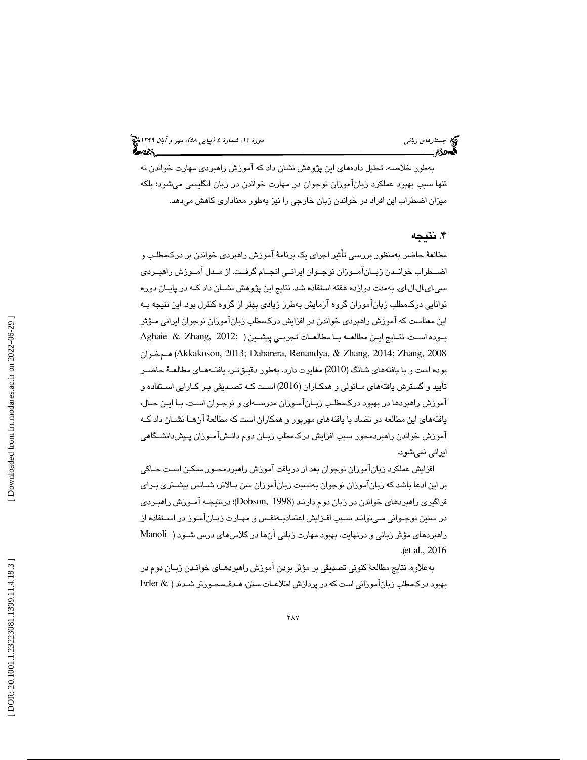به‌طور خلاصه، تحلیل داده‌های این پژوهش نشان داد که آموزش راهبردی مهارت خواندن نه تنها سبب بهبود عملکرد زبان‌آموزان نوجوان در مهارت خواندن در زبان انگلیسی می‌شود؛ بلکه میزان اضطراب این افراد در خواندن زبان خارجی را نیز به‌طور معناداری کاهش می‌دهد.

## ۴. نتیجه

مطالعهٔ حاضر به‌منظور بررسی تأثیر اجرای یک برنامهٔ آموزش راهبردی خواندن بر درک‌مطلب و اضطراب خواندن زبان‌آموزان نوجوان ایرانی انجام گرفت. از مدل آموزش راهبردی سی.ای.ال.ال.ای. به‌مدت دوازده هفته استفاده شد. نتایج این پژوهش نشان داد که در پایان دوره توانایی درک‌مطلب زبان‌آموزان گروه آزمایش به‌طرز زیادی بهتر از گروه کنترل بود. این نتیجه به این معناست که آموزش راهبردی خواندن در افزایش درک‌مطلب زبان‌آموزان نوجوان ایرانی مؤثر بوده است. نتایج این مطالعه با مطالعات تجربی پیشین (Aghaie & Zhang, 2012; Akkakoson, 2013; Dabarera, Renandya, & Zhang, 2014; Zhang, 2008) هم‌خوان بوده است و با یافته‌های شانگ (2010) مغایرت دارد. به‌طور دقیق‌تر، یافته‌های مطالعهٔ حاضر تأیید و گسترش یافته‌های مانولی و همکاران (2016) است که تصدیقی بر کارایی استفاده و آموزش راهبردها در بهبود درک‌مطلب زبان‌آموزان مدرسه‌ای و نوجوان است. با این حال، یافته‌های این مطالعه در تضاد با یافته‌های مهرپور و همکاران است که مطالعهٔ آن‌ها نشان داد که آموزش خواندن راهبردمحور سبب افزایش درک‌مطلب زبان دوم دانش‌آموزان پیش‌دانشگاهی ایرانی نمی‌شود.

افزایش عملکرد زبان‌آموزان نوجوان بعد از دریافت آموزش راهبردمحور ممکن است حاکی بر این ادعا باشد که زبان‌آموزان نوجوان به‌نسبت زبان‌آموزان سن بالاتر، شانس بیشتری برای فراگیری راهبردهای خواندن در زبان دوم دارند (Dobson, 1998)؛ درنتیجه آموزش راهبردی در سنین نوجوانی می‌تواند سبب افزایش اعتمادبه‌نفس و مهارت زبان‌آموز در استفاده از راهبردهای مؤثر زبانی و درنهایت، بهبود مهارت زبانی آن‌ها در کلاس‌های درس شود (Manoli et al., 2016).

به‌علاوه، نتایج مطالعهٔ کنونی تصدیقی بر مؤثر بودن آموزش راهبردهای خواندن زبان دوم در بهبود درک‌مطلب زبان‌آموزانی است که در پردازش اطلاعات متن، هدف‌محورتر شدند (Erler &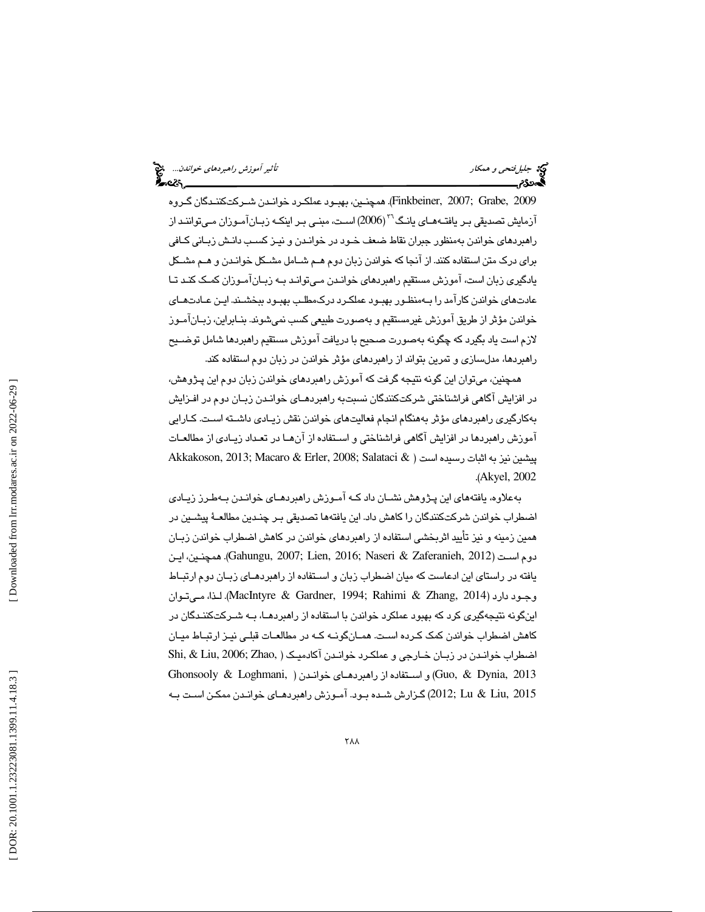Finkbeiner, 2007; Grabe, 2009). همچنین، بهبود عملکرد خواندن شرکت‌کنندگان گروه آزمایش تصدیقی بر یافته‌های یانگ[36] (2006) است، مبنی بر اینکه زبان‌آموزان می‌توانند از راهبردهای خواندن به‌منظور جبران نقاط ضعف خود در خواندن و نیز کسب دانش زبانی کافی برای درک متن استفاده کنند. از آنجا که خواندن زبان دوم هم شامل مشکل خواندن و هم مشکل یادگیری زبان است، آموزش مستقیم راهبردهای خواندن می‌تواند به زبان‌آموزان کمک کند تا عادت‌های خواندن کارآمد را به‌منظور بهبود عملکرد درک‌مطلب بهبود ببخشند. این عادت‌های خواندن مؤثر از طریق آموزش غیرمستقیم و به‌صورت طبیعی کسب نمی‌شوند. بنابراین، زبان‌آموز لازم است یاد بگیرد که چگونه به‌صورت صحیح با دریافت آموزش مستقیم راهبردها شامل توضیح راهبردها، مدل‌سازی و تمرین بتواند از راهبردهای مؤثر خواندن در زبان دوم استفاده کند.

همچنین، می‌توان این گونه نتیجه گرفت که آموزش راهبردهای خواندن زبان دوم این پژوهش، در افزایش آگاهی فراشناختی شرکت‌کنندگان نسبت‌به راهبردهای خواندن زبان دوم در افزایش به‌کارگیری راهبردهای مؤثر به‌هنگام انجام فعالیت‌های خواندن نقش زیادی داشته است. کارایی آموزش راهبردها در افزایش آگاهی فراشناختی و استفاده از آن‌ها در تعداد زیادی از مطالعات پیشین نیز به اثبات رسیده است (Akkakoson, 2013; Macaro & Erler, 2008; Salataci & Akyel, 2002).

به‌علاوه، یافته‌های این پژوهش نشان داد که آموزش راهبردهای خواندن به‌طرز زیادی اضطراب خواندن شرکت‌کنندگان را کاهش داد. این یافته‌ها تصدیقی بر چندین مطالعهٔ پیشین در همین زمینه و نیز تأیید اثربخشی استفاده از راهبردهای خواندن در کاهش اضطراب خواندن زبان دوم است (Gahungu, 2007; Lien, 2016; Naseri & Zaferanieh, 2012). همچنین، این یافته در راستای این ادعاست که میان اضطراب زبان و استفاده از راهبردهای زبان دوم ارتباط وجود دارد (MacIntyre & Gardner, 1994; Rahimi & Zhang, 2014). لذا، می‌توان این‌گونه نتیجه‌گیری کرد که بهبود عملکرد خواندن با استفاده از راهبردها، به شرکت‌کنندگان در کاهش اضطراب خواندن کمک کرده است. همان‌گونه که در مطالعات قبلی نیز ارتباط میان اضطراب خواندن در زبان خارجی و عملکرد خواندن آکادمیک (Shi, & Liu, 2006; Zhao, Guo, & Dynia, 2013) و استفاده از راهبردهای خواندن (Ghonsooly & Loghmani, 2012; Lu & Liu, 2015) گزارش شده بود. آموزش راهبردهای خواندن ممکن است به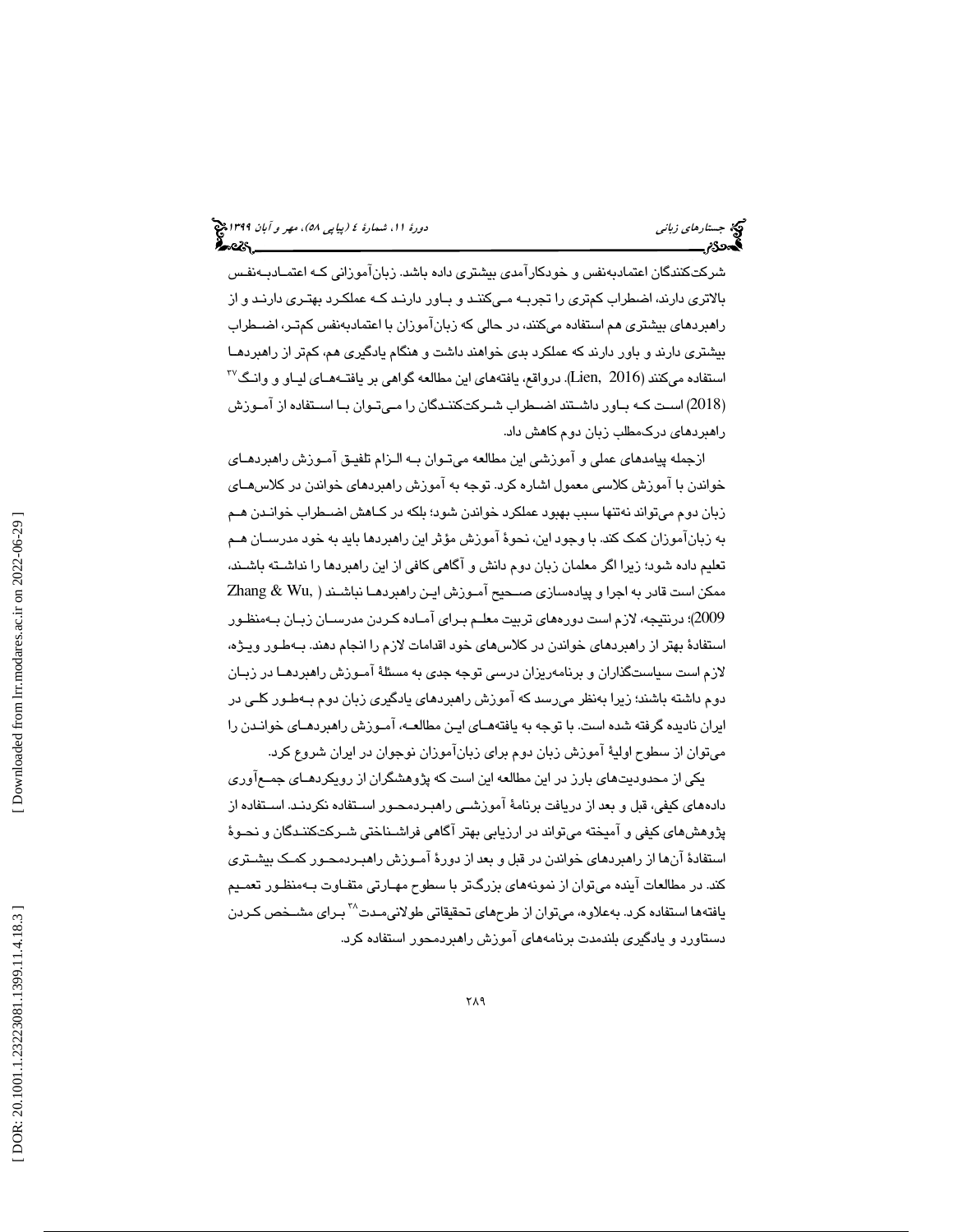شرکت‌کنندگان اعتمادبه‌نفس و خودکارآمدی بیشتری داده باشد. زبان‌آموزانی که اعتمادبه‌نفس بالاتری دارند، اضطراب کم‌تری را تجربه می‌کنند و باور دارند که عملکرد بهتری دارند و از راهبردهای بیشتری هم استفاده می‌کنند، در حالی که زبان‌آموزان با اعتمادبه‌نفس کم‌تر، اضطراب بیشتری دارند و باور دارند که عملکرد بدی خواهند داشت و هنگام یادگیری هم، کم‌تر از راهبردها استفاده می‌کنند (Lien, 2016). درواقع، یافته‌های این مطالعه گواهی بر یافته‌های لیاو و وانگ[37] (2018) است که باور داشتند اضطراب شرکت‌کنندگان را می‌توان با استفاده از آموزش راهبردهای درک‌مطلب زبان دوم کاهش داد.

ازجمله پیامدهای عملی و آموزشی این مطالعه می‌توان به الزام تلفیق آموزش راهبردهای خواندن با آموزش کلاسی معمول اشاره کرد. توجه به آموزش راهبردهای خواندن در کلاس‌های زبان دوم می‌تواند نه‌تنها سبب بهبود عملکرد خواندن شود؛ بلکه در کاهش اضطراب خواندن هم به زبان‌آموزان کمک کند. با وجود این، نحوهٔ آموزش مؤثر این راهبردها باید به خود مدرسان هم تعلیم داده شود؛ زیرا اگر معلمان زبان دوم دانش و آگاهی کافی از این راهبردها را نداشته باشند، ممکن است قادر به اجرا و پیاده‌سازی صحیح آموزش این راهبردها نباشند (Zhang & Wu, 2009)؛ درنتیجه، لازم است دوره‌های تربیت معلم برای آماده کردن مدرسان زبان به‌منظور استفادهٔ بهتر از راهبردهای خواندن در کلاس‌های خود اقدامات لازم را انجام دهند. به‌طور ویژه، لازم است سیاست‌گذاران و برنامه‌ریزان درسی توجه جدی به مسئلهٔ آموزش راهبردها در زبان دوم داشته باشند؛ زیرا به‌نظر می‌رسد که آموزش راهبردهای یادگیری زبان دوم به‌طور کلی در ایران نادیده گرفته شده است. با توجه به یافته‌های این مطالعه، آموزش راهبردهای خواندن را می‌توان از سطوح اولیهٔ آموزش زبان دوم برای زبان‌آموزان نوجوان در ایران شروع کرد.

یکی از محدودیت‌های بارز در این مطالعه این است که پژوهشگران از رویکردهای جمع‌آوری داده‌های کیفی، قبل و بعد از دریافت برنامهٔ آموزشی راهبردمحور استفاده نکردند. استفاده از پژوهش‌های کیفی و آمیخته می‌تواند در ارزیابی بهتر آگاهی فراشناختی شرکت‌کنندگان و نحوهٔ استفادهٔ آن‌ها از راهبردهای خواندن در قبل و بعد از دورهٔ آموزش راهبردمحور کمک بیشتری کند. در مطالعات آینده می‌توان از نمونه‌های بزرگ‌تر با سطوح مهارتی متفاوت به‌منظور تعمیم یافته‌ها استفاده کرد. به‌علاوه، می‌توان از طرح‌های تحقیقاتی طولانی‌مدت[38] برای مشخص کردن دستاورد و یادگیری بلندمدت برنامه‌های آموزش راهبردمحور استفاده کرد.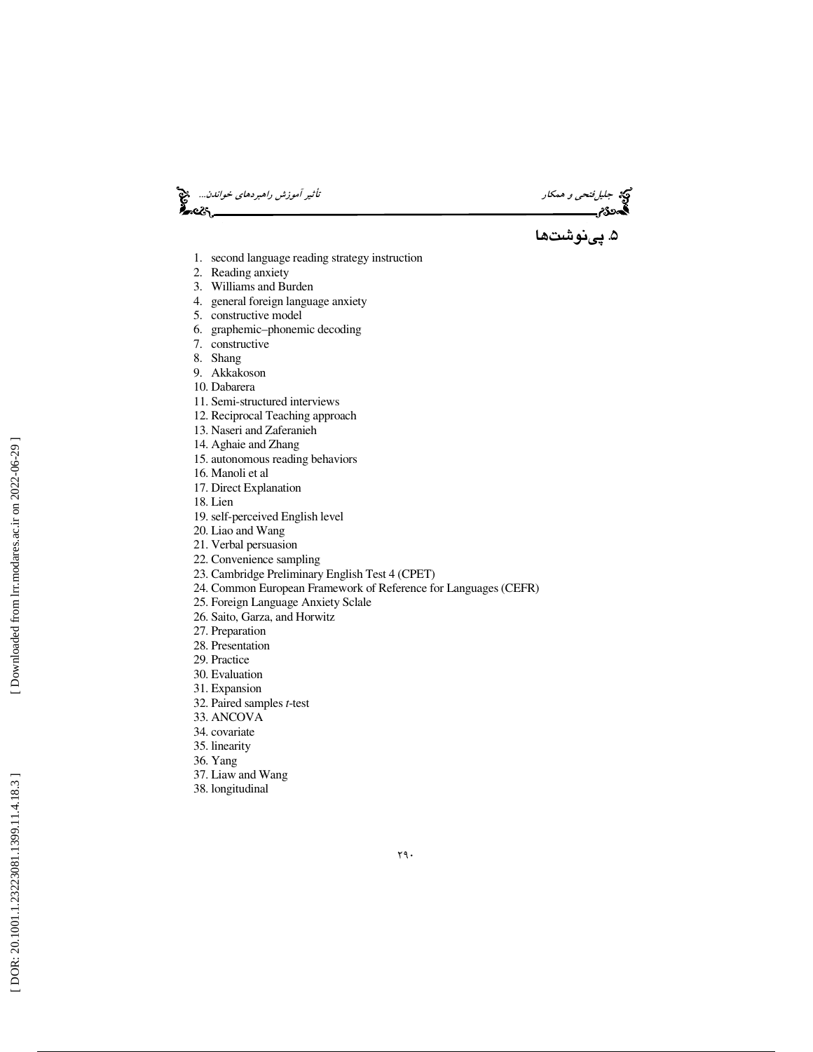## ۵. پی‌نوشت‌ها

1. second language reading strategy instruction
2. Reading anxiety
3. Williams and Burden
4. general foreign language anxiety
5. constructive model
6. graphemic–phonemic decoding
7. constructive
8. Shang
9. Akkakoson
10. Dabarera
11. Semi-structured interviews
12. Reciprocal Teaching approach
13. Naseri and Zaferanieh
14. Aghaie and Zhang
15. autonomous reading behaviors
16. Manoli et al
17. Direct Explanation
18. Lien
19. self-perceived English level
20. Liao and Wang
21. Verbal persuasion
22. Convenience sampling
23. Cambridge Preliminary English Test 4 (CPET)
24. Common European Framework of Reference for Languages (CEFR)
25. Foreign Language Anxiety Sclale
26. Saito, Garza, and Horwitz
27. Preparation
28. Presentation
29. Practice
30. Evaluation
31. Expansion
32. Paired samples *t*-test
33. ANCOVA
34. covariate
35. linearity
36. Yang
37. Liaw and Wang
38. longitudinal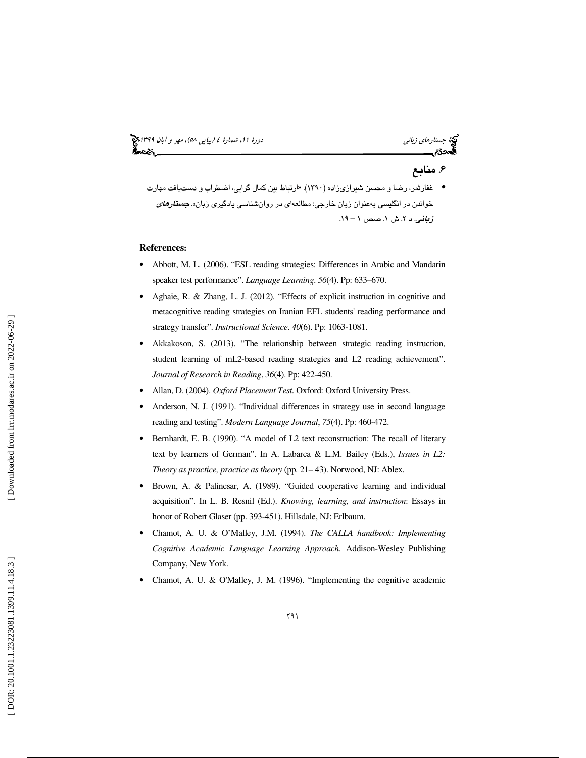## ۶. منابع

- غفارثمر، رضا و محسن شیرازی‌زاده (۱۳۹۰). «ارتباط بین کمال گرایی، اضطراب و دست‌یافت مهارت خواندن در انگلیسی به‌عنوان زبان خارجی: مطالعه‌ای در روان‌شناسی یادگیری زبان». ***جستارهای زبانی***. د ۲. ش ۱. صص ۱ – ۱۹.

**References:**

- Abbott, M. L. (2006). "ESL reading strategies: Differences in Arabic and Mandarin speaker test performance". *Language Learning*. *56*(4). Pp: 633–670.
- Aghaie, R. & Zhang, L. J. (2012). "Effects of explicit instruction in cognitive and metacognitive reading strategies on Iranian EFL students' reading performance and strategy transfer". *Instructional Science*. *40*(6). Pp: 1063-1081.
- Akkakoson, S. (2013). "The relationship between strategic reading instruction, student learning of mL2-based reading strategies and L2 reading achievement". *Journal of Research in Reading*, *36*(4). Pp: 422-450.
- Allan, D. (2004). *Oxford Placement Test*. Oxford: Oxford University Press.
- Anderson, N. J. (1991). "Individual differences in strategy use in second language reading and testing". *Modern Language Journal*, *75*(4). Pp: 460-472.
- Bernhardt, E. B. (1990). "A model of L2 text reconstruction: The recall of literary text by learners of German". In A. Labarca & L.M. Bailey (Eds.), *Issues in L2: Theory as practice, practice as theory* (pp. 21– 43). Norwood, NJ: Ablex.
- Brown, A. & Palincsar, A. (1989). "Guided cooperative learning and individual acquisition". In L. B. Resnil (Ed.). *Knowing, learning, and instruction*: Essays in honor of Robert Glaser (pp. 393-451). Hillsdale, NJ: Erlbaum.
- Chamot, A. U. & O'Malley, J.M. (1994). *The CALLA handbook: Implementing Cognitive Academic Language Learning Approach*. Addison-Wesley Publishing Company, New York.
- Chamot, A. U. & O'Malley, J. M. (1996). "Implementing the cognitive academic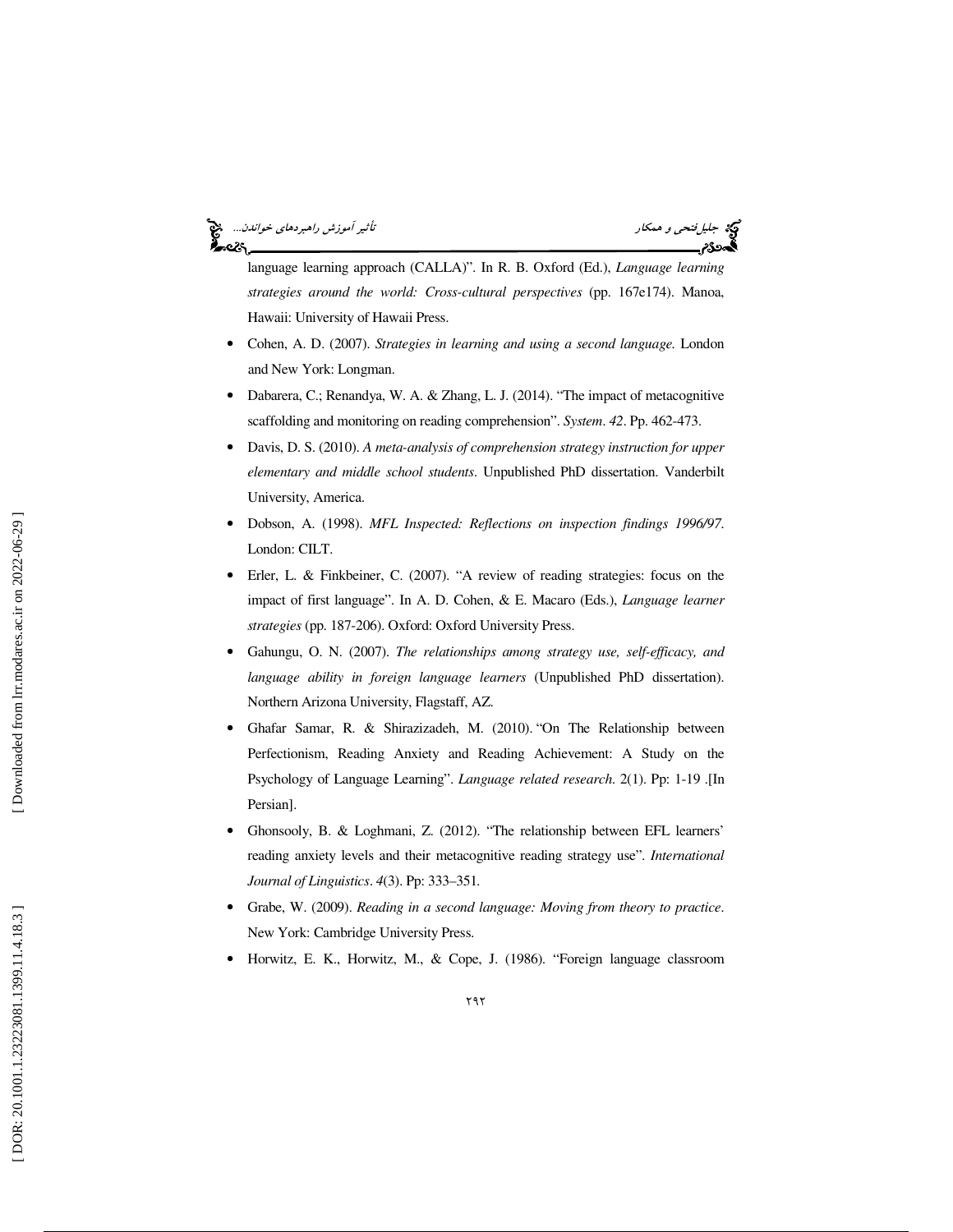language learning approach (CALLA)". In R. B. Oxford (Ed.), *Language learning strategies around the world: Cross-cultural perspectives* (pp. 167e174). Manoa, Hawaii: University of Hawaii Press.

- Cohen, A. D. (2007). *Strategies in learning and using a second language.* London and New York: Longman.
- Dabarera, C.; Renandya, W. A. & Zhang, L. J. (2014). "The impact of metacognitive scaffolding and monitoring on reading comprehension". *System*. *42*. Pp. 462-473.
- Davis, D. S. (2010). *A meta-analysis of comprehension strategy instruction for upper elementary and middle school students*. Unpublished PhD dissertation. Vanderbilt University, America.
- Dobson, A. (1998). *MFL Inspected: Reflections on inspection findings 1996/97*. London: CILT.
- Erler, L. & Finkbeiner, C. (2007). "A review of reading strategies: focus on the impact of first language". In A. D. Cohen, & E. Macaro (Eds.), *Language learner strategies* (pp. 187-206). Oxford: Oxford University Press.
- Gahungu, O. N. (2007). *The relationships among strategy use, self-efficacy, and language ability in foreign language learners* (Unpublished PhD dissertation). Northern Arizona University, Flagstaff, AZ.
- Ghafar Samar, R. & Shirazizadeh, M. (2010). "On The Relationship between Perfectionism, Reading Anxiety and Reading Achievement: A Study on the Psychology of Language Learning". *Language related research.* 2(1). Pp: 1-19 .[In Persian].
- Ghonsooly, B. & Loghmani, Z. (2012). "The relationship between EFL learners' reading anxiety levels and their metacognitive reading strategy use". *International Journal of Linguistics*. *4*(3). Pp: 333–351.
- Grabe, W. (2009). *Reading in a second language: Moving from theory to practice*. New York: Cambridge University Press.
- Horwitz, E. K., Horwitz, M., & Cope, J. (1986). "Foreign language classroom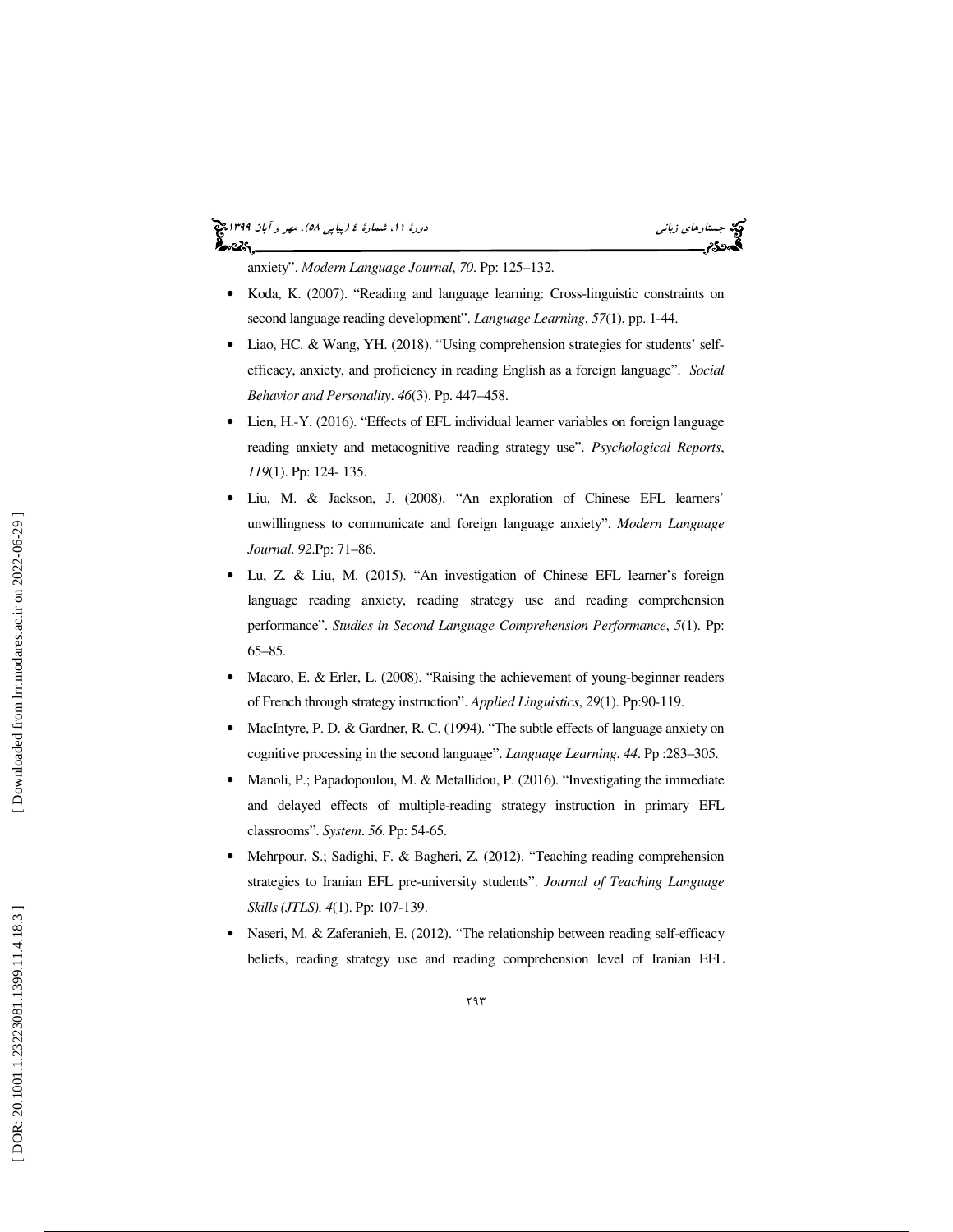anxiety". *Modern Language Journal*, *70*. Pp: 125–132.

- Koda, K. (2007). "Reading and language learning: Cross-linguistic constraints on second language reading development". *Language Learning*, *57*(1), pp. 1-44.
- Liao, HC. & Wang, YH. (2018). "Using comprehension strategies for students' self-efficacy, anxiety, and proficiency in reading English as a foreign language". *Social Behavior and Personality*. *46*(3). Pp. 447–458.
- Lien, H.-Y. (2016). "Effects of EFL individual learner variables on foreign language reading anxiety and metacognitive reading strategy use". *Psychological Reports*, *119*(1). Pp: 124- 135.
- Liu, M. & Jackson, J. (2008). "An exploration of Chinese EFL learners' unwillingness to communicate and foreign language anxiety". *Modern Language Journal*. *92*.Pp: 71–86.
- Lu, Z. & Liu, M. (2015). "An investigation of Chinese EFL learner's foreign language reading anxiety, reading strategy use and reading comprehension performance". *Studies in Second Language Comprehension Performance*, *5*(1). Pp: 65–85.
- Macaro, E. & Erler, L. (2008). "Raising the achievement of young-beginner readers of French through strategy instruction". *Applied Linguistics*, *29*(1). Pp:90-119.
- MacIntyre, P. D. & Gardner, R. C. (1994). "The subtle effects of language anxiety on cognitive processing in the second language". *Language Learning*. *44*. Pp :283–305.
- Manoli, P.; Papadopoulou, M. & Metallidou, P. (2016). "Investigating the immediate and delayed effects of multiple-reading strategy instruction in primary EFL classrooms". *System*. *56*. Pp: 54-65.
- Mehrpour, S.; Sadighi, F. & Bagheri, Z. (2012). "Teaching reading comprehension strategies to Iranian EFL pre-university students". *Journal of Teaching Language Skills (JTLS)*. *4*(1). Pp: 107-139.
- Naseri, M. & Zaferanieh, E. (2012). "The relationship between reading self-efficacy beliefs, reading strategy use and reading comprehension level of Iranian EFL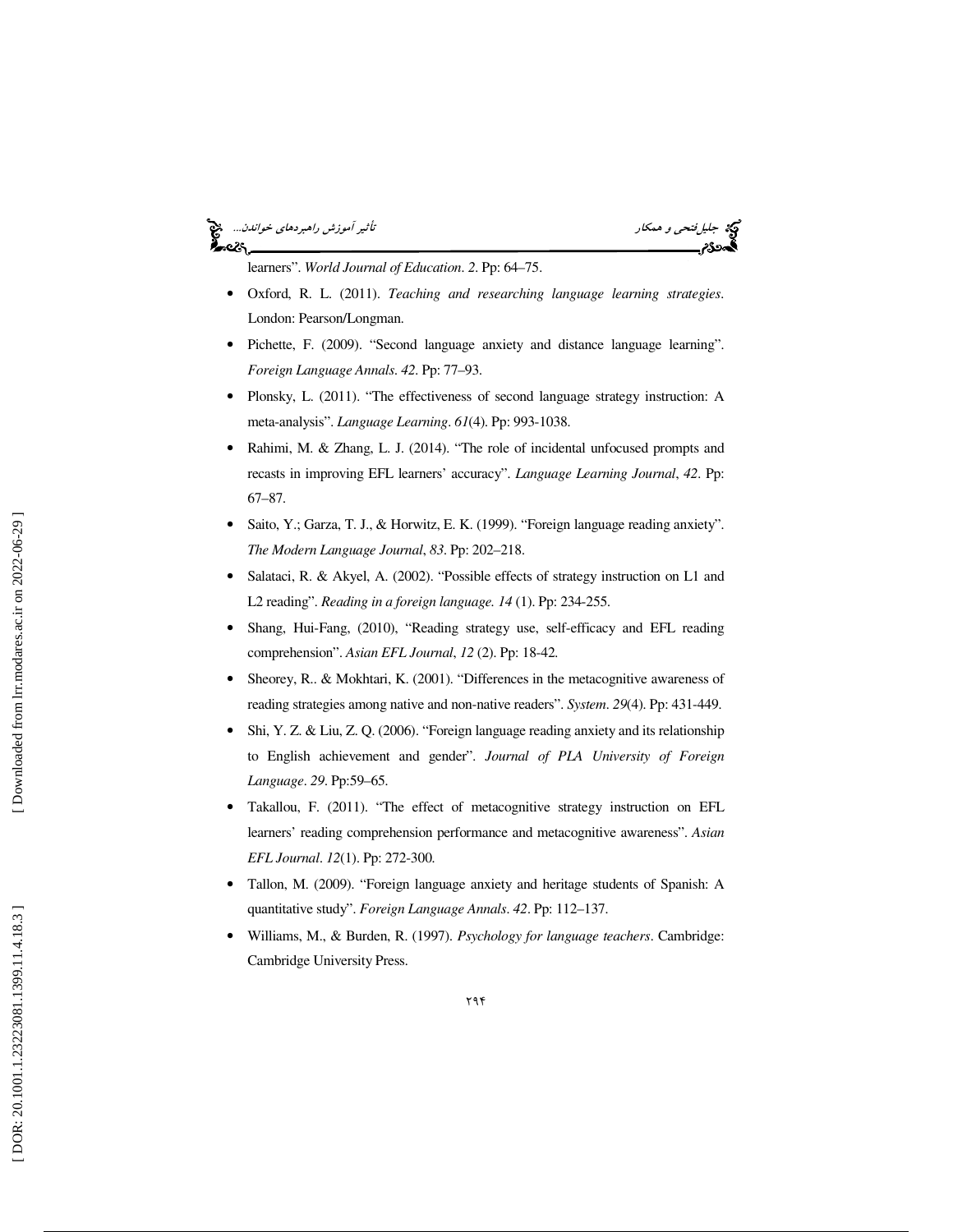learners". *World Journal of Education*. *2*. Pp: 64–75.

- Oxford, R. L. (2011). *Teaching and researching language learning strategies*. London: Pearson/Longman.
- Pichette, F. (2009). "Second language anxiety and distance language learning". *Foreign Language Annals*. *42*. Pp: 77–93.
- Plonsky, L. (2011). "The effectiveness of second language strategy instruction: A meta-analysis". *Language Learning*. *61*(4). Pp: 993-1038.
- Rahimi, M. & Zhang, L. J. (2014). "The role of incidental unfocused prompts and recasts in improving EFL learners' accuracy". *Language Learning Journal*, *42*. Pp: 67–87.
- Saito, Y.; Garza, T. J., & Horwitz, E. K. (1999). "Foreign language reading anxiety". *The Modern Language Journal*, *83*. Pp: 202–218.
- Salataci, R. & Akyel, A. (2002). "Possible effects of strategy instruction on L1 and L2 reading". *Reading in a foreign language. 14* (1). Pp: 234-255.
- Shang, Hui-Fang, (2010), "Reading strategy use, self-efficacy and EFL reading comprehension". *Asian EFL Journal*, *12* (2). Pp: 18-42.
- Sheorey, R.. & Mokhtari, K. (2001). "Differences in the metacognitive awareness of reading strategies among native and non-native readers". *System*. *29*(4). Pp: 431-449.
- Shi, Y. Z. & Liu, Z. Q. (2006). "Foreign language reading anxiety and its relationship to English achievement and gender". *Journal of PLA University of Foreign Language*. *29*. Pp:59–65.
- Takallou, F. (2011). "The effect of metacognitive strategy instruction on EFL learners' reading comprehension performance and metacognitive awareness". *Asian EFL Journal*. *12*(1). Pp: 272-300.
- Tallon, M. (2009). "Foreign language anxiety and heritage students of Spanish: A quantitative study". *Foreign Language Annals*. *42*. Pp: 112–137.
- Williams, M., & Burden, R. (1997). *Psychology for language teachers*. Cambridge: Cambridge University Press.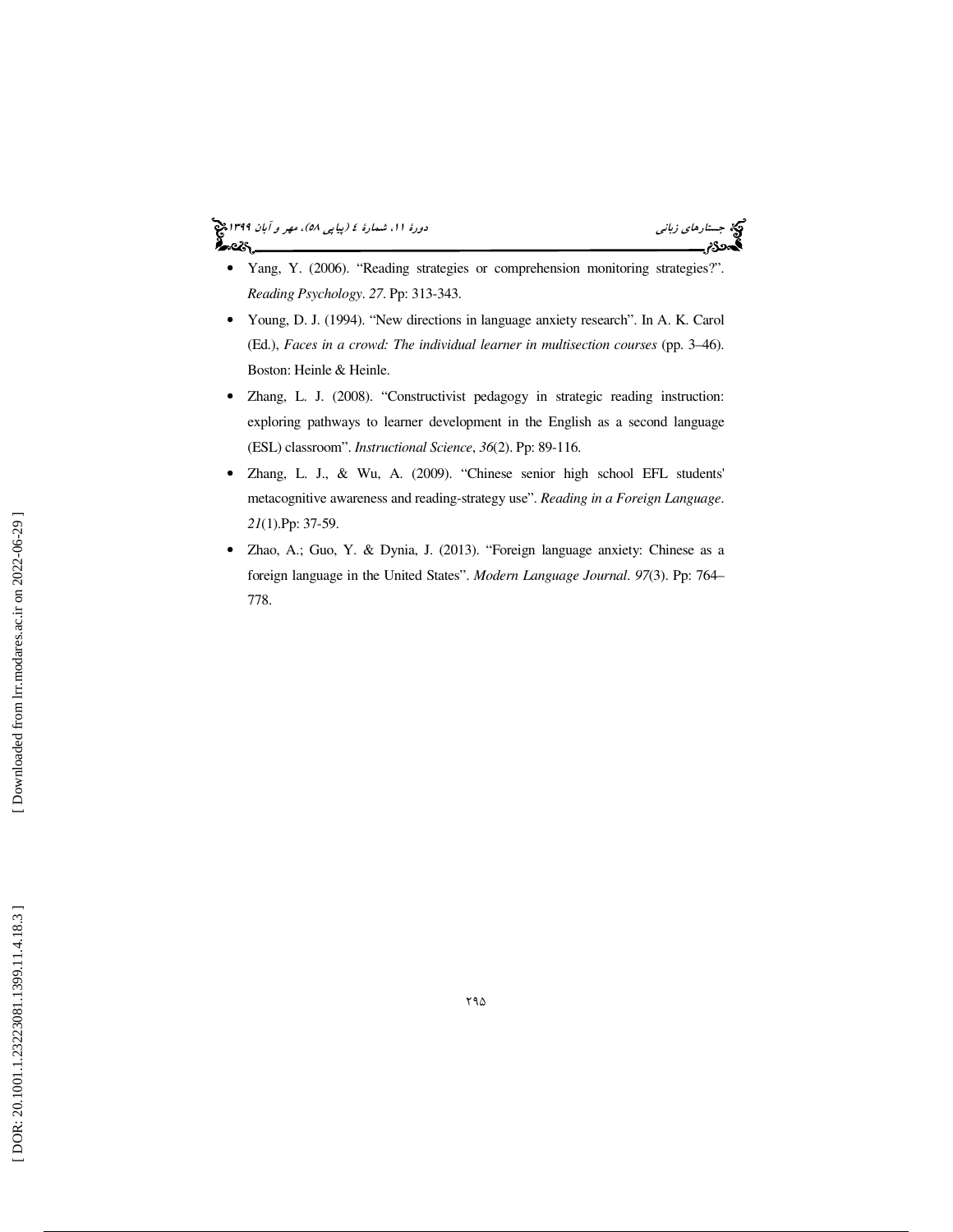- Yang, Y. (2006). "Reading strategies or comprehension monitoring strategies?". *Reading Psychology*. *27*. Pp: 313-343.
- Young, D. J. (1994). "New directions in language anxiety research". In A. K. Carol (Ed.), *Faces in a crowd: The individual learner in multisection courses* (pp. 3–46). Boston: Heinle & Heinle.
- Zhang, L. J. (2008). "Constructivist pedagogy in strategic reading instruction: exploring pathways to learner development in the English as a second language (ESL) classroom". *Instructional Science*, *36*(2). Pp: 89-116.
- Zhang, L. J., & Wu, A. (2009). "Chinese senior high school EFL students' metacognitive awareness and reading-strategy use". *Reading in a Foreign Language*. *21*(1).Pp: 37-59.
- Zhao, A.; Guo, Y. & Dynia, J. (2013). "Foreign language anxiety: Chinese as a foreign language in the United States". *Modern Language Journal*. *97*(3). Pp: 764–778.